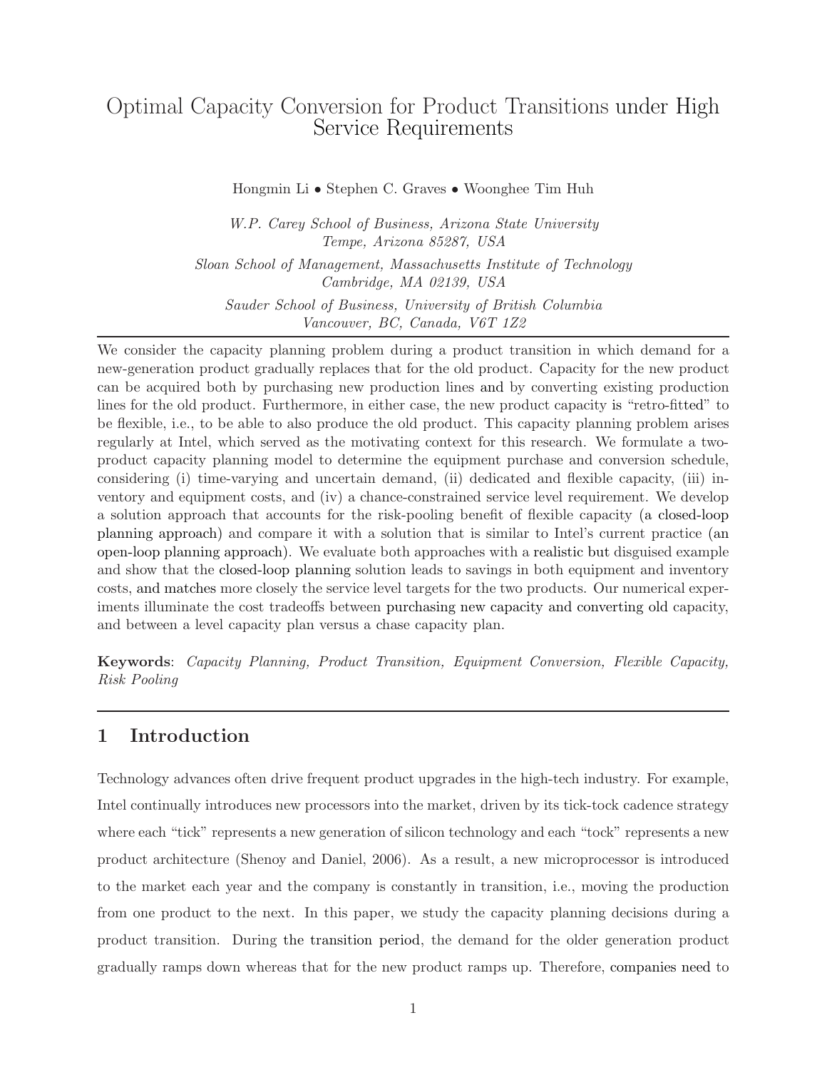# Optimal Capacity Conversion for Product Transitions under High Service Requirements

Hongmin Li • Stephen C. Graves • Woonghee Tim Huh

*W.P. Carey School of Business, Arizona State University*
*Tempe, Arizona 85287, USA*

*Sloan School of Management, Massachusetts Institute of Technology*
*Cambridge, MA 02139, USA*

*Sauder School of Business, University of British Columbia*
*Vancouver, BC, Canada, V6T 1Z2*

---

We consider the capacity planning problem during a product transition in which demand for a new-generation product gradually replaces that for the old product. Capacity for the new product can be acquired both by purchasing new production lines and by converting existing production lines for the old product. Furthermore, in either case, the new product capacity is "retro-fitted" to be flexible, i.e., to be able to also produce the old product. This capacity planning problem arises regularly at Intel, which served as the motivating context for this research. We formulate a two-product capacity planning model to determine the equipment purchase and conversion schedule, considering (i) time-varying and uncertain demand, (ii) dedicated and flexible capacity, (iii) inventory and equipment costs, and (iv) a chance-constrained service level requirement. We develop a solution approach that accounts for the risk-pooling benefit of flexible capacity (a closed-loop planning approach) and compare it with a solution that is similar to Intel's current practice (an open-loop planning approach). We evaluate both approaches with a realistic but disguised example and show that the closed-loop planning solution leads to savings in both equipment and inventory costs, and matches more closely the service level targets for the two products. Our numerical experiments illuminate the cost tradeoffs between purchasing new capacity and converting old capacity, and between a level capacity plan versus a chase capacity plan.

**Keywords**: *Capacity Planning, Product Transition, Equipment Conversion, Flexible Capacity, Risk Pooling*

---

## 1 Introduction

Technology advances often drive frequent product upgrades in the high-tech industry. For example, Intel continually introduces new processors into the market, driven by its tick-tock cadence strategy where each "tick" represents a new generation of silicon technology and each "tock" represents a new product architecture (Shenoy and Daniel, 2006). As a result, a new microprocessor is introduced to the market each year and the company is constantly in transition, i.e., moving the production from one product to the next. In this paper, we study the capacity planning decisions during a product transition. During the transition period, the demand for the older generation product gradually ramps down whereas that for the new product ramps up. Therefore, companies need to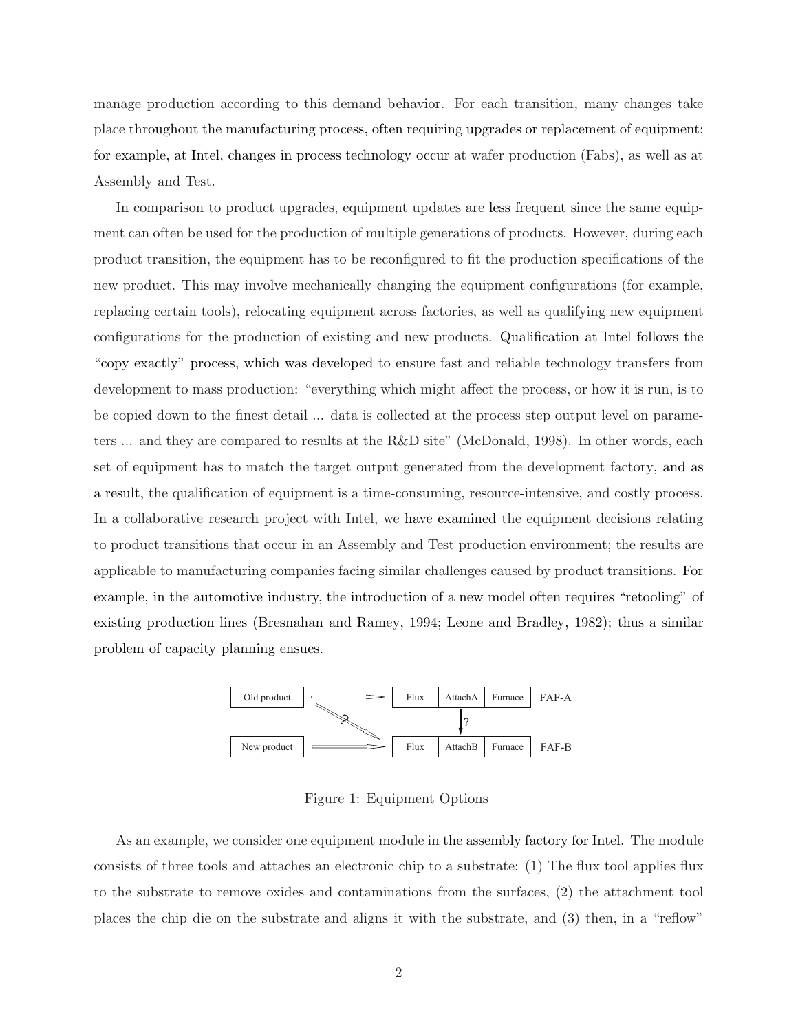manage production according to this demand behavior. For each transition, many changes take place throughout the manufacturing process, often requiring upgrades or replacement of equipment; for example, at Intel, changes in process technology occur at wafer production (Fabs), as well as at Assembly and Test.

In comparison to product upgrades, equipment updates are less frequent since the same equipment can often be used for the production of multiple generations of products. However, during each product transition, the equipment has to be reconfigured to fit the production specifications of the new product. This may involve mechanically changing the equipment configurations (for example, replacing certain tools), relocating equipment across factories, as well as qualifying new equipment configurations for the production of existing and new products. Qualification at Intel follows the "copy exactly" process, which was developed to ensure fast and reliable technology transfers from development to mass production: "everything which might affect the process, or how it is run, is to be copied down to the finest detail ... data is collected at the process step output level on parameters ... and they are compared to results at the R&D site" (McDonald, 1998). In other words, each set of equipment has to match the target output generated from the development factory, and as a result, the qualification of equipment is a time-consuming, resource-intensive, and costly process. In a collaborative research project with Intel, we have examined the equipment decisions relating to product transitions that occur in an Assembly and Test production environment; the results are applicable to manufacturing companies facing similar challenges caused by product transitions. For example, in the automotive industry, the introduction of a new model often requires "retooling" of existing production lines (Bresnahan and Ramey, 1994; Leone and Bradley, 1982); thus a similar problem of capacity planning ensues.

Old product

New product

?

Flux | AttachA | Furnace FAF-A

?

Flux | AttachB | Furnace FAF-B

Figure 1: Equipment Options

As an example, we consider one equipment module in the assembly factory for Intel. The module consists of three tools and attaches an electronic chip to a substrate: (1) The flux tool applies flux to the substrate to remove oxides and contaminations from the surfaces, (2) the attachment tool places the chip die on the substrate and aligns it with the substrate, and (3) then, in a "reflow"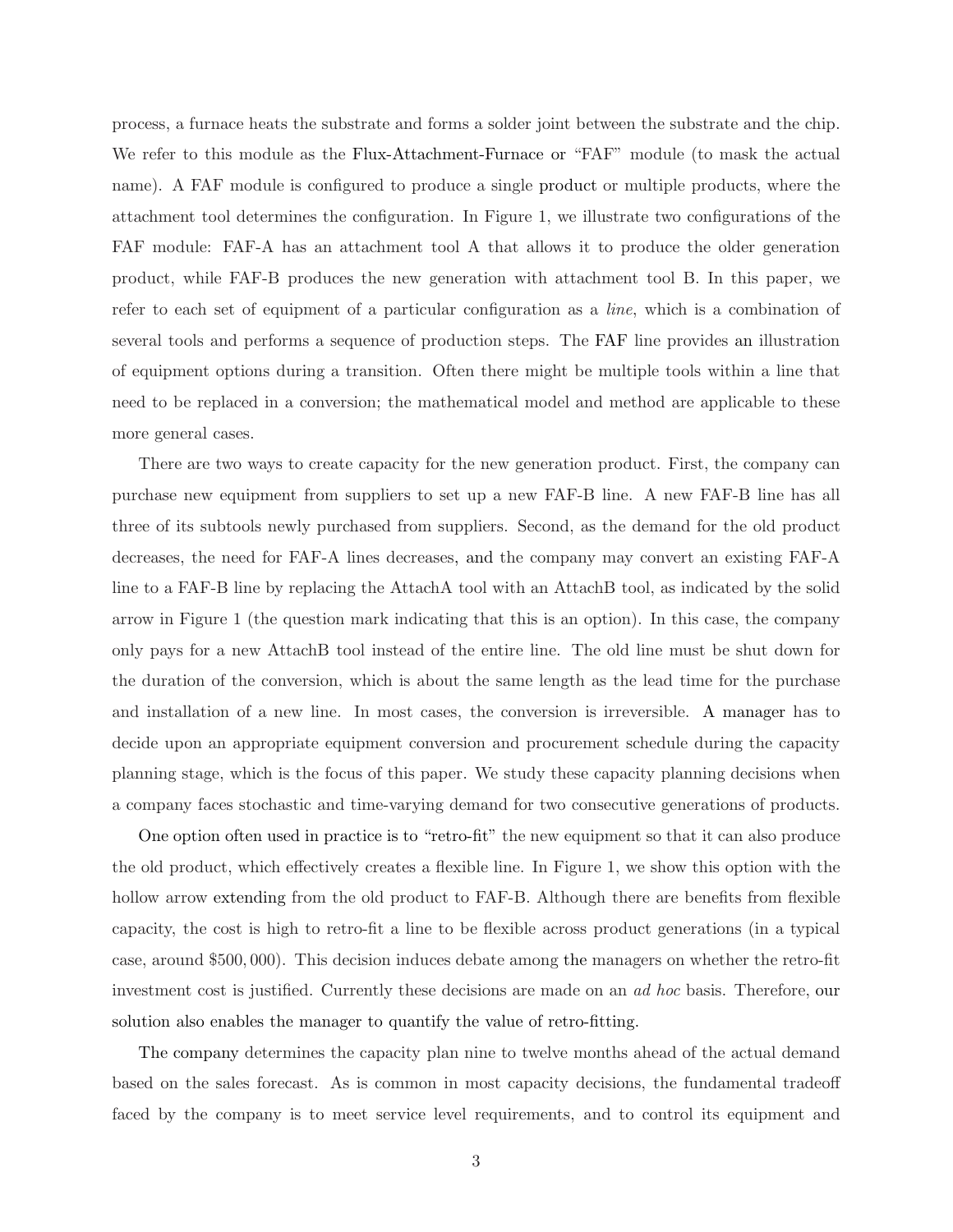process, a furnace heats the substrate and forms a solder joint between the substrate and the chip. We refer to this module as the Flux-Attachment-Furnace or "FAF" module (to mask the actual name). A FAF module is configured to produce a single product or multiple products, where the attachment tool determines the configuration. In Figure 1, we illustrate two configurations of the FAF module: FAF-A has an attachment tool A that allows it to produce the older generation product, while FAF-B produces the new generation with attachment tool B. In this paper, we refer to each set of equipment of a particular configuration as a *line*, which is a combination of several tools and performs a sequence of production steps. The FAF line provides an illustration of equipment options during a transition. Often there might be multiple tools within a line that need to be replaced in a conversion; the mathematical model and method are applicable to these more general cases.

There are two ways to create capacity for the new generation product. First, the company can purchase new equipment from suppliers to set up a new FAF-B line. A new FAF-B line has all three of its subtools newly purchased from suppliers. Second, as the demand for the old product decreases, the need for FAF-A lines decreases, and the company may convert an existing FAF-A line to a FAF-B line by replacing the AttachA tool with an AttachB tool, as indicated by the solid arrow in Figure 1 (the question mark indicating that this is an option). In this case, the company only pays for a new AttachB tool instead of the entire line. The old line must be shut down for the duration of the conversion, which is about the same length as the lead time for the purchase and installation of a new line. In most cases, the conversion is irreversible. A manager has to decide upon an appropriate equipment conversion and procurement schedule during the capacity planning stage, which is the focus of this paper. We study these capacity planning decisions when a company faces stochastic and time-varying demand for two consecutive generations of products.

One option often used in practice is to "retro-fit" the new equipment so that it can also produce the old product, which effectively creates a flexible line. In Figure 1, we show this option with the hollow arrow extending from the old product to FAF-B. Although there are benefits from flexible capacity, the cost is high to retro-fit a line to be flexible across product generations (in a typical case, around $500,000). This decision induces debate among the managers on whether the retro-fit investment cost is justified. Currently these decisions are made on an *ad hoc* basis. Therefore, our solution also enables the manager to quantify the value of retro-fitting.

The company determines the capacity plan nine to twelve months ahead of the actual demand based on the sales forecast. As is common in most capacity decisions, the fundamental tradeoff faced by the company is to meet service level requirements, and to control its equipment and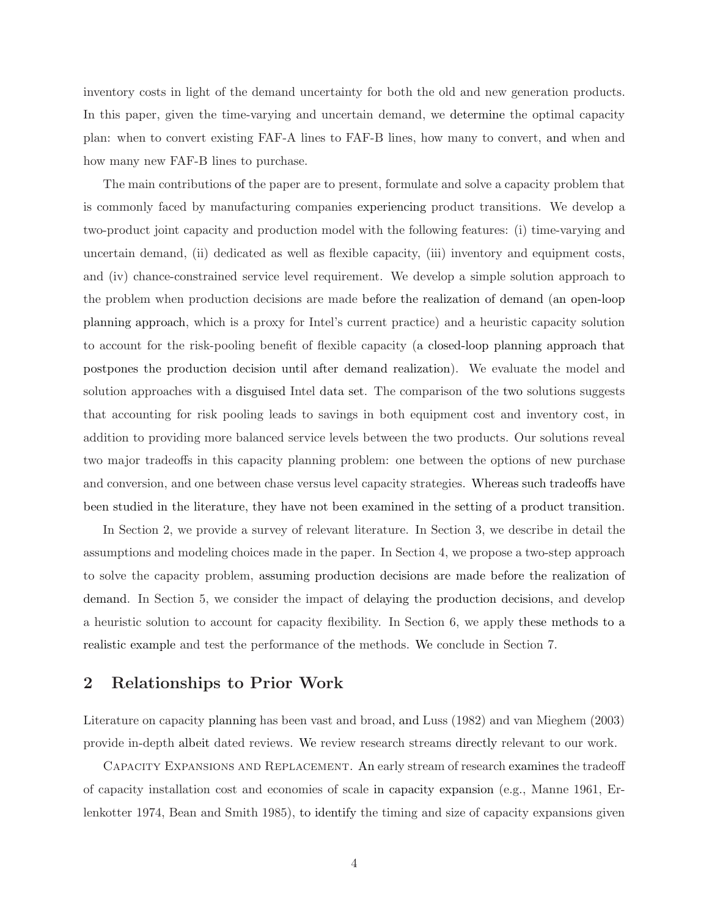inventory costs in light of the demand uncertainty for both the old and new generation products. In this paper, given the time-varying and uncertain demand, we determine the optimal capacity plan: when to convert existing FAF-A lines to FAF-B lines, how many to convert, and when and how many new FAF-B lines to purchase.

The main contributions of the paper are to present, formulate and solve a capacity problem that is commonly faced by manufacturing companies experiencing product transitions. We develop a two-product joint capacity and production model with the following features: (i) time-varying and uncertain demand, (ii) dedicated as well as flexible capacity, (iii) inventory and equipment costs, and (iv) chance-constrained service level requirement. We develop a simple solution approach to the problem when production decisions are made before the realization of demand (an open-loop planning approach, which is a proxy for Intel's current practice) and a heuristic capacity solution to account for the risk-pooling benefit of flexible capacity (a closed-loop planning approach that postpones the production decision until after demand realization). We evaluate the model and solution approaches with a disguised Intel data set. The comparison of the two solutions suggests that accounting for risk pooling leads to savings in both equipment cost and inventory cost, in addition to providing more balanced service levels between the two products. Our solutions reveal two major tradeoffs in this capacity planning problem: one between the options of new purchase and conversion, and one between chase versus level capacity strategies. Whereas such tradeoffs have been studied in the literature, they have not been examined in the setting of a product transition.

In Section 2, we provide a survey of relevant literature. In Section 3, we describe in detail the assumptions and modeling choices made in the paper. In Section 4, we propose a two-step approach to solve the capacity problem, assuming production decisions are made before the realization of demand. In Section 5, we consider the impact of delaying the production decisions, and develop a heuristic solution to account for capacity flexibility. In Section 6, we apply these methods to a realistic example and test the performance of the methods. We conclude in Section 7.

## 2 Relationships to Prior Work

Literature on capacity planning has been vast and broad, and Luss (1982) and van Mieghem (2003) provide in-depth albeit dated reviews. We review research streams directly relevant to our work.

Capacity Expansions and Replacement. An early stream of research examines the tradeoff of capacity installation cost and economies of scale in capacity expansion (e.g., Manne 1961, Erlenkotter 1974, Bean and Smith 1985), to identify the timing and size of capacity expansions given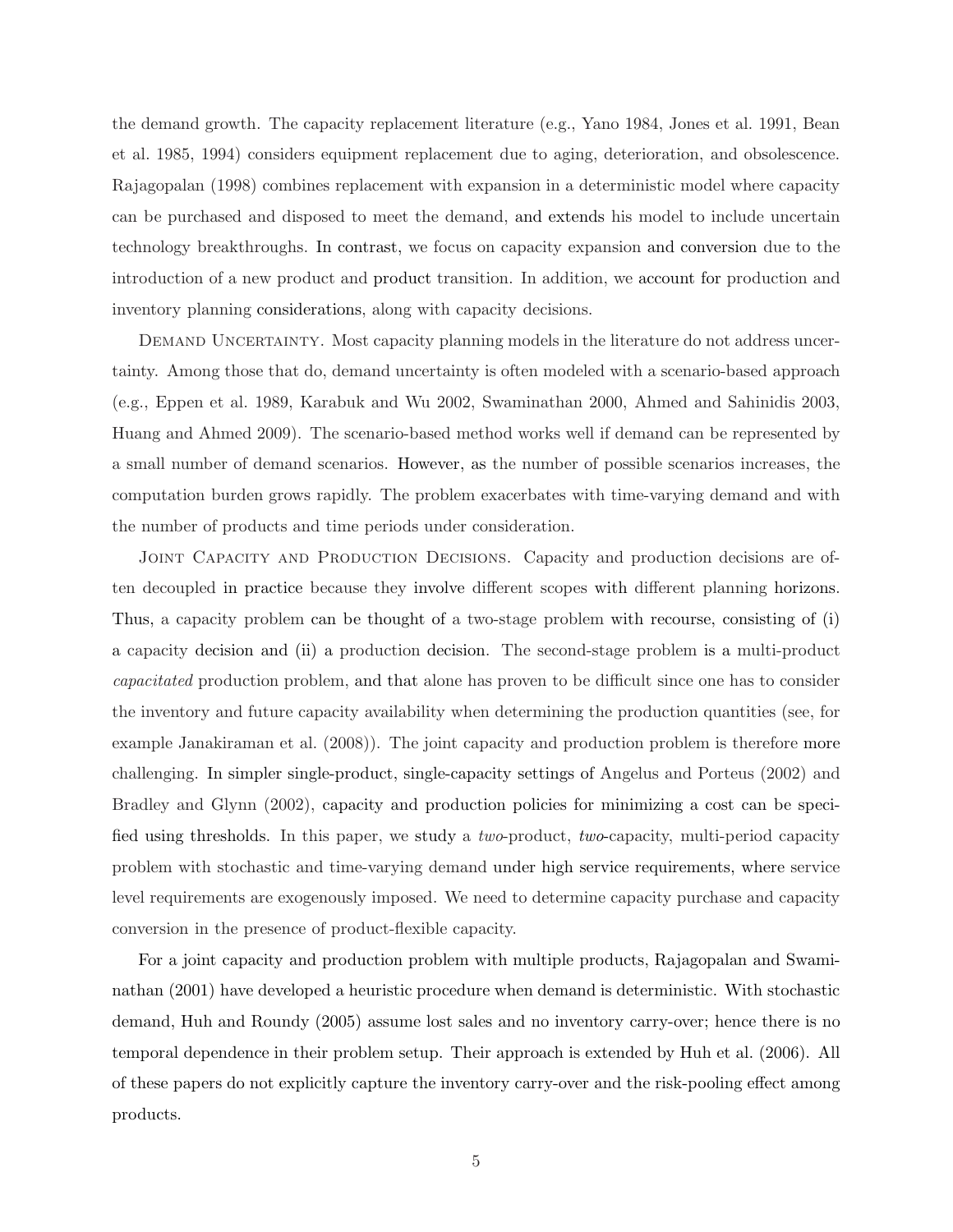the demand growth. The capacity replacement literature (e.g., Yano 1984, Jones et al. 1991, Bean et al. 1985, 1994) considers equipment replacement due to aging, deterioration, and obsolescence. Rajagopalan (1998) combines replacement with expansion in a deterministic model where capacity can be purchased and disposed to meet the demand, and extends his model to include uncertain technology breakthroughs. In contrast, we focus on capacity expansion and conversion due to the introduction of a new product and product transition. In addition, we account for production and inventory planning considerations, along with capacity decisions.

Demand Uncertainty. Most capacity planning models in the literature do not address uncertainty. Among those that do, demand uncertainty is often modeled with a scenario-based approach (e.g., Eppen et al. 1989, Karabuk and Wu 2002, Swaminathan 2000, Ahmed and Sahinidis 2003, Huang and Ahmed 2009). The scenario-based method works well if demand can be represented by a small number of demand scenarios. However, as the number of possible scenarios increases, the computation burden grows rapidly. The problem exacerbates with time-varying demand and with the number of products and time periods under consideration.

Joint Capacity and Production Decisions. Capacity and production decisions are often decoupled in practice because they involve different scopes with different planning horizons. Thus, a capacity problem can be thought of a two-stage problem with recourse, consisting of (i) a capacity decision and (ii) a production decision. The second-stage problem is a multi-product *capacitated* production problem, and that alone has proven to be difficult since one has to consider the inventory and future capacity availability when determining the production quantities (see, for example Janakiraman et al. (2008)). The joint capacity and production problem is therefore more challenging. In simpler single-product, single-capacity settings of Angelus and Porteus (2002) and Bradley and Glynn (2002), capacity and production policies for minimizing a cost can be specified using thresholds. In this paper, we study a *two*-product, *two*-capacity, multi-period capacity problem with stochastic and time-varying demand under high service requirements, where service level requirements are exogenously imposed. We need to determine capacity purchase and capacity conversion in the presence of product-flexible capacity.

For a joint capacity and production problem with multiple products, Rajagopalan and Swaminathan (2001) have developed a heuristic procedure when demand is deterministic. With stochastic demand, Huh and Roundy (2005) assume lost sales and no inventory carry-over; hence there is no temporal dependence in their problem setup. Their approach is extended by Huh et al. (2006). All of these papers do not explicitly capture the inventory carry-over and the risk-pooling effect among products.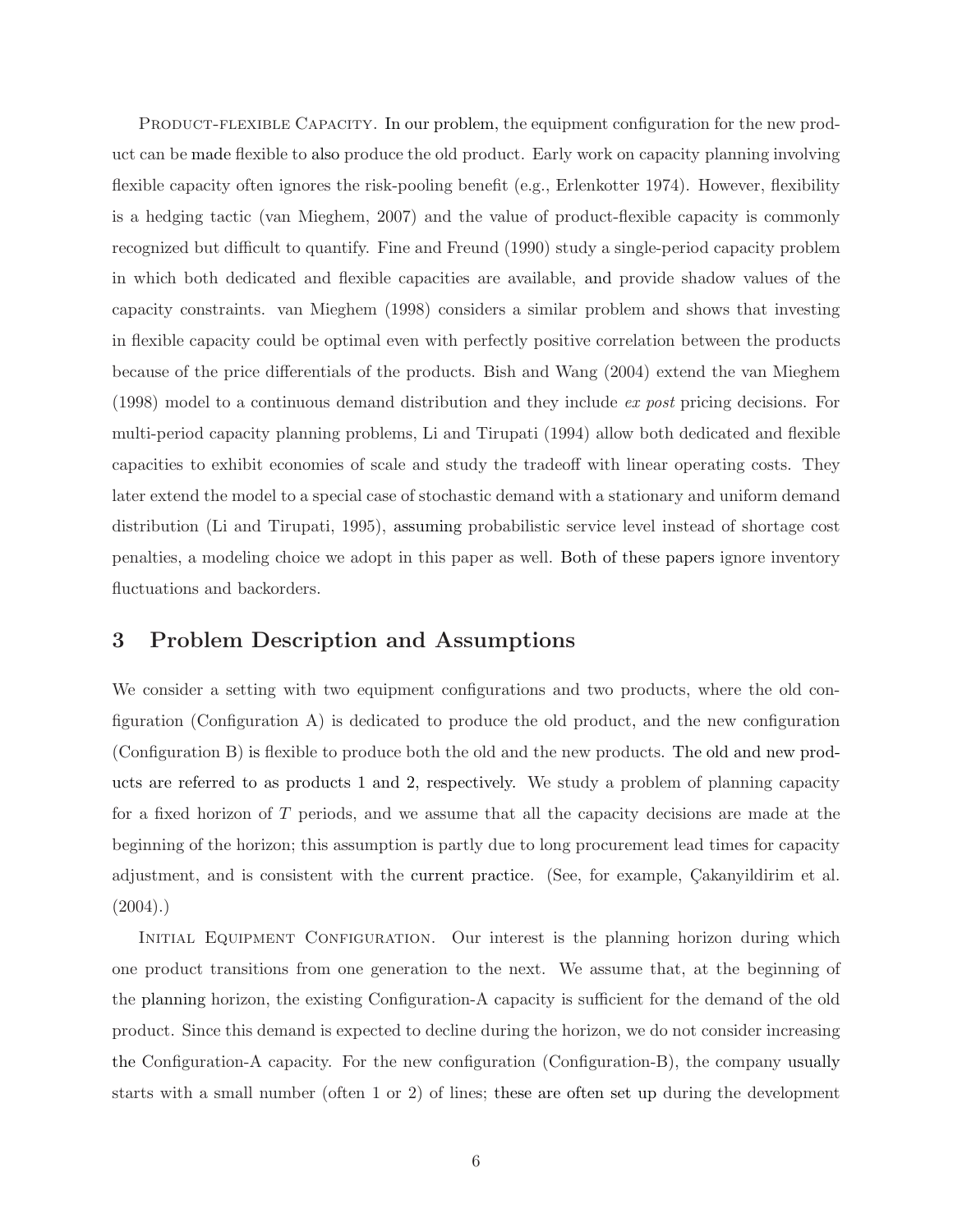Product-flexible Capacity. In our problem, the equipment configuration for the new product can be made flexible to also produce the old product. Early work on capacity planning involving flexible capacity often ignores the risk-pooling benefit (e.g., Erlenkotter 1974). However, flexibility is a hedging tactic (van Mieghem, 2007) and the value of product-flexible capacity is commonly recognized but difficult to quantify. Fine and Freund (1990) study a single-period capacity problem in which both dedicated and flexible capacities are available, and provide shadow values of the capacity constraints. van Mieghem (1998) considers a similar problem and shows that investing in flexible capacity could be optimal even with perfectly positive correlation between the products because of the price differentials of the products. Bish and Wang (2004) extend the van Mieghem (1998) model to a continuous demand distribution and they include *ex post* pricing decisions. For multi-period capacity planning problems, Li and Tirupati (1994) allow both dedicated and flexible capacities to exhibit economies of scale and study the tradeoff with linear operating costs. They later extend the model to a special case of stochastic demand with a stationary and uniform demand distribution (Li and Tirupati, 1995), assuming probabilistic service level instead of shortage cost penalties, a modeling choice we adopt in this paper as well. Both of these papers ignore inventory fluctuations and backorders.

# 3 Problem Description and Assumptions

We consider a setting with two equipment configurations and two products, where the old configuration (Configuration A) is dedicated to produce the old product, and the new configuration (Configuration B) is flexible to produce both the old and the new products. The old and new products are referred to as products 1 and 2, respectively. We study a problem of planning capacity for a fixed horizon of $T$ periods, and we assume that all the capacity decisions are made at the beginning of the horizon; this assumption is partly due to long procurement lead times for capacity adjustment, and is consistent with the current practice. (See, for example, Çakanyildirim et al. (2004).)

Initial Equipment Configuration. Our interest is the planning horizon during which one product transitions from one generation to the next. We assume that, at the beginning of the planning horizon, the existing Configuration-A capacity is sufficient for the demand of the old product. Since this demand is expected to decline during the horizon, we do not consider increasing the Configuration-A capacity. For the new configuration (Configuration-B), the company usually starts with a small number (often 1 or 2) of lines; these are often set up during the development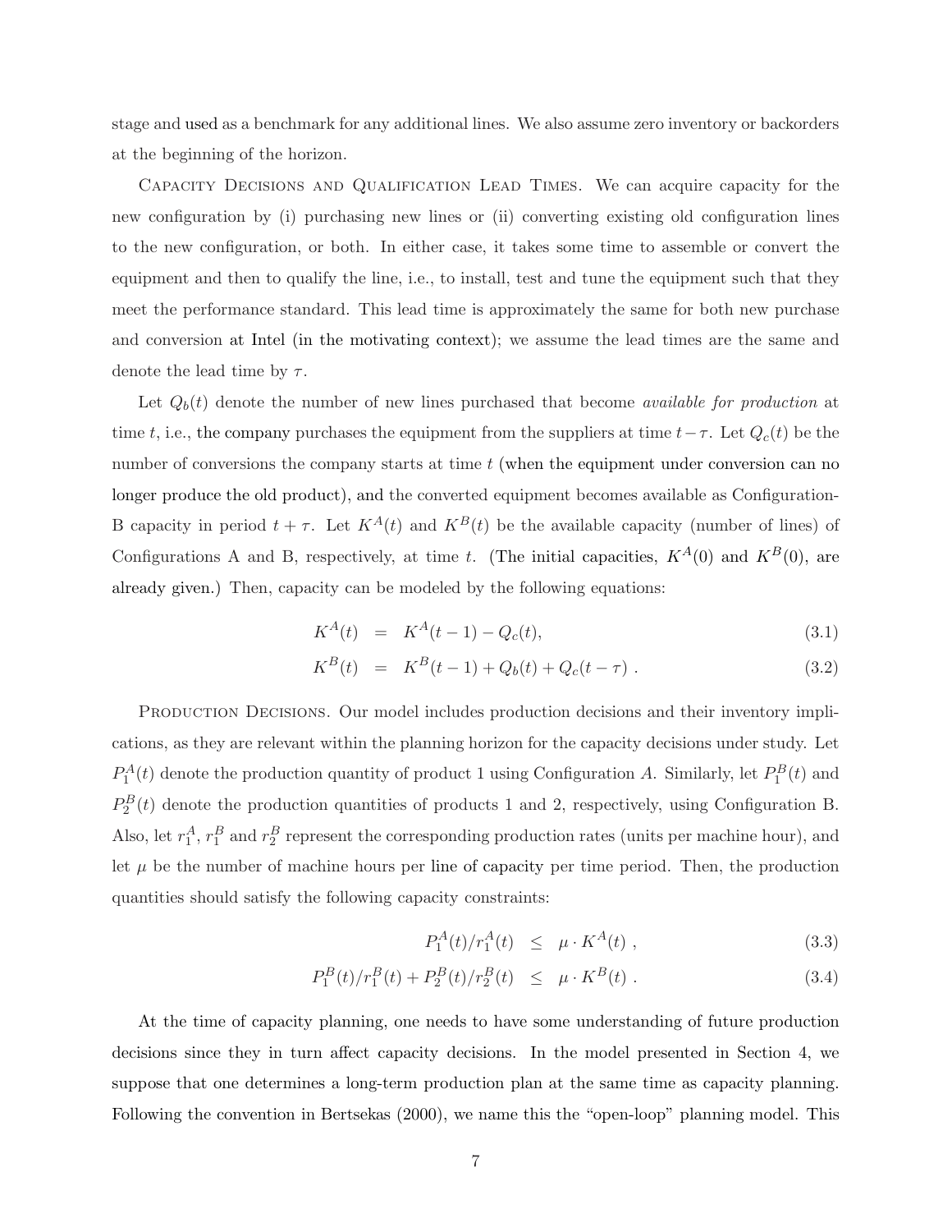stage and used as a benchmark for any additional lines. We also assume zero inventory or backorders at the beginning of the horizon.

Capacity Decisions and Qualification Lead Times. We can acquire capacity for the new configuration by (i) purchasing new lines or (ii) converting existing old configuration lines to the new configuration, or both. In either case, it takes some time to assemble or convert the equipment and then to qualify the line, i.e., to install, test and tune the equipment such that they meet the performance standard. This lead time is approximately the same for both new purchase and conversion at Intel (in the motivating context); we assume the lead times are the same and denote the lead time by $\tau$.

Let $Q_b(t)$ denote the number of new lines purchased that become *available for production* at time $t$, i.e., the company purchases the equipment from the suppliers at time $t-\tau$. Let $Q_c(t)$ be the number of conversions the company starts at time $t$ (when the equipment under conversion can no longer produce the old product), and the converted equipment becomes available as Configuration-B capacity in period $t+\tau$. Let $K^A(t)$ and $K^B(t)$ be the available capacity (number of lines) of Configurations A and B, respectively, at time $t$. (The initial capacities, $K^A(0)$ and $K^B(0)$, are already given.) Then, capacity can be modeled by the following equations:

$$K^A(t) = K^A(t-1) - Q_c(t), \tag{3.1}$$

$$K^B(t) = K^B(t-1) + Q_b(t) + Q_c(t-\tau) \; . \tag{3.2}$$

Production Decisions. Our model includes production decisions and their inventory implications, as they are relevant within the planning horizon for the capacity decisions under study. Let $P_1^A(t)$ denote the production quantity of product 1 using Configuration $A$. Similarly, let $P_1^B(t)$ and $P_2^B(t)$ denote the production quantities of products 1 and 2, respectively, using Configuration B. Also, let $r_1^A$, $r_1^B$ and $r_2^B$ represent the corresponding production rates (units per machine hour), and let $\mu$ be the number of machine hours per line of capacity per time period. Then, the production quantities should satisfy the following capacity constraints:

$$P_1^A(t)/r_1^A(t) \leq \mu \cdot K^A(t) \; , \tag{3.3}$$

$$P_1^B(t)/r_1^B(t) + P_2^B(t)/r_2^B(t) \leq \mu \cdot K^B(t) \; . \tag{3.4}$$

At the time of capacity planning, one needs to have some understanding of future production decisions since they in turn affect capacity decisions. In the model presented in Section 4, we suppose that one determines a long-term production plan at the same time as capacity planning. Following the convention in Bertsekas (2000), we name this the "open-loop" planning model. This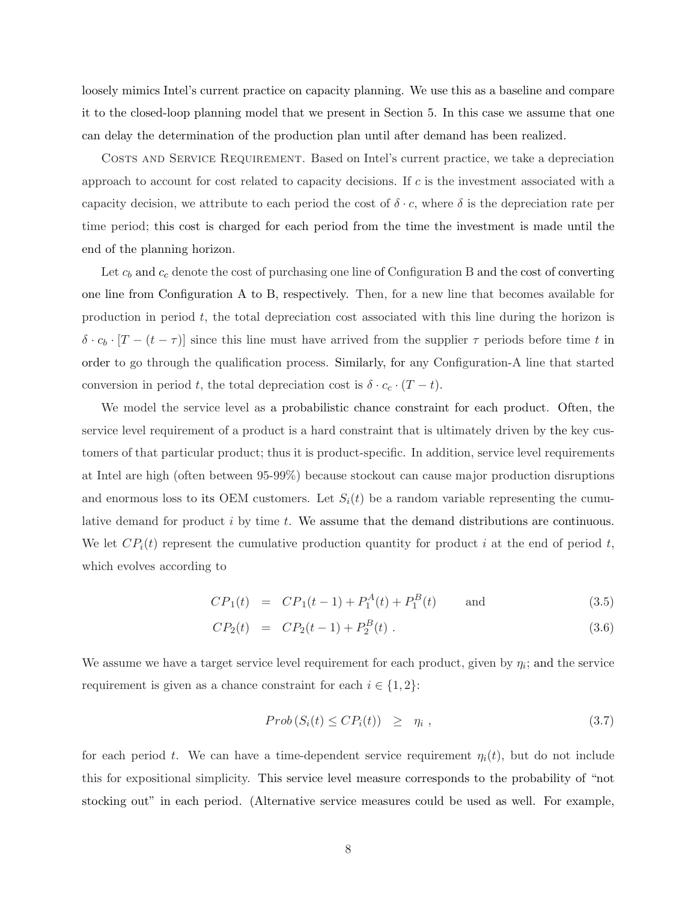loosely mimics Intel's current practice on capacity planning. We use this as a baseline and compare it to the closed-loop planning model that we present in Section 5. In this case we assume that one can delay the determination of the production plan until after demand has been realized.

Costs and Service Requirement. Based on Intel's current practice, we take a depreciation approach to account for cost related to capacity decisions. If $c$ is the investment associated with a capacity decision, we attribute to each period the cost of $\delta \cdot c$, where $\delta$ is the depreciation rate per time period; this cost is charged for each period from the time the investment is made until the end of the planning horizon.

Let $c_b$ and $c_c$ denote the cost of purchasing one line of Configuration B and the cost of converting one line from Configuration A to B, respectively. Then, for a new line that becomes available for production in period $t$, the total depreciation cost associated with this line during the horizon is $\delta \cdot c_b \cdot [T - (t - \tau)]$ since this line must have arrived from the supplier $\tau$ periods before time $t$ in order to go through the qualification process. Similarly, for any Configuration-A line that started conversion in period $t$, the total depreciation cost is $\delta \cdot c_c \cdot (T - t)$.

We model the service level as a probabilistic chance constraint for each product. Often, the service level requirement of a product is a hard constraint that is ultimately driven by the key customers of that particular product; thus it is product-specific. In addition, service level requirements at Intel are high (often between 95-99%) because stockout can cause major production disruptions and enormous loss to its OEM customers. Let $S_i(t)$ be a random variable representing the cumulative demand for product $i$ by time $t$. We assume that the demand distributions are continuous. We let $CP_i(t)$ represent the cumulative production quantity for product $i$ at the end of period $t$, which evolves according to

$$CP_1(t) = CP_1(t-1) + P_1^A(t) + P_1^B(t) \qquad \text{and} \tag{3.5}$$

$$CP_2(t) = CP_2(t-1) + P_2^B(t) . \tag{3.6}$$

We assume we have a target service level requirement for each product, given by $\eta_i$; and the service requirement is given as a chance constraint for each $i \in \{1, 2\}$:

$$Prob\left(S_i(t) \leq CP_i(t)\right) \geq \eta_i , \tag{3.7}$$

for each period $t$. We can have a time-dependent service requirement $\eta_i(t)$, but do not include this for expositional simplicity. This service level measure corresponds to the probability of "not stocking out" in each period. (Alternative service measures could be used as well. For example,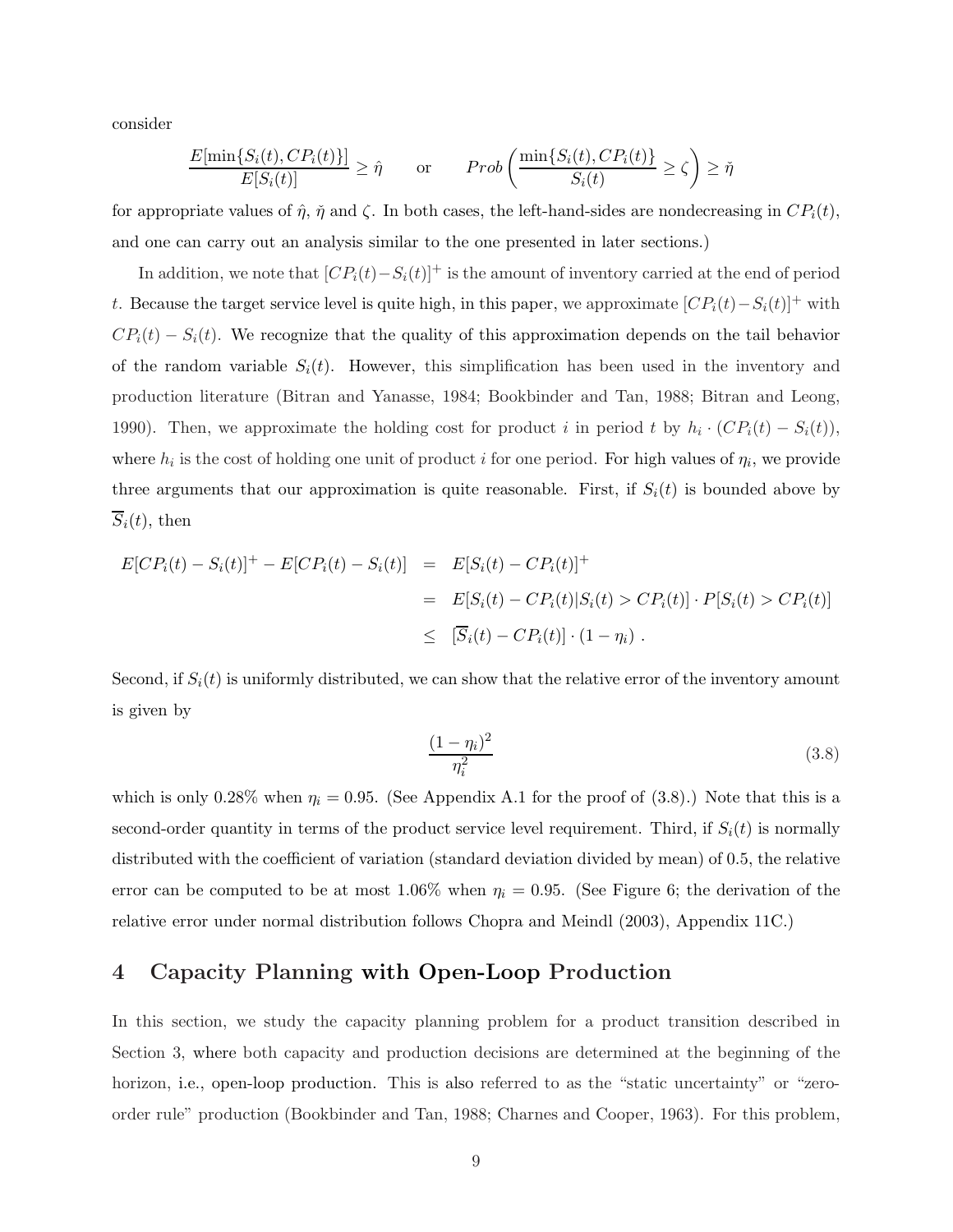consider

$$\frac{E[\min\{S_i(t), CP_i(t)\}]}{E[S_i(t)]} \geq \hat{\eta} \qquad \text{or} \qquad Prob\left(\frac{\min\{S_i(t), CP_i(t)\}}{S_i(t)} \geq \zeta\right) \geq \check{\eta}$$

for appropriate values of $\hat{\eta}$, $\check{\eta}$ and $\zeta$. In both cases, the left-hand-sides are nondecreasing in $CP_i(t)$, and one can carry out an analysis similar to the one presented in later sections.)

In addition, we note that $[CP_i(t) - S_i(t)]^+$ is the amount of inventory carried at the end of period $t$. Because the target service level is quite high, in this paper, we approximate $[CP_i(t) - S_i(t)]^+$ with $CP_i(t) - S_i(t)$. We recognize that the quality of this approximation depends on the tail behavior of the random variable $S_i(t)$. However, this simplification has been used in the inventory and production literature (Bitran and Yanasse, 1984; Bookbinder and Tan, 1988; Bitran and Leong, 1990). Then, we approximate the holding cost for product $i$ in period $t$ by $h_i \cdot (CP_i(t) - S_i(t))$, where $h_i$ is the cost of holding one unit of product $i$ for one period. For high values of $\eta_i$, we provide three arguments that our approximation is quite reasonable. First, if $S_i(t)$ is bounded above by $\overline{S}_i(t)$, then

$$\begin{aligned}
E[CP_i(t) - S_i(t)]^+ - E[CP_i(t) - S_i(t)] &= E[S_i(t) - CP_i(t)]^+ \\
&= E[S_i(t) - CP_i(t) | S_i(t) > CP_i(t)] \cdot P[S_i(t) > CP_i(t)] \\
&\leq [\overline{S}_i(t) - CP_i(t)] \cdot (1 - \eta_i) \ .
\end{aligned}$$

Second, if $S_i(t)$ is uniformly distributed, we can show that the relative error of the inventory amount is given by

$$\frac{(1-\eta_i)^2}{\eta_i^2} \tag{3.8}$$

which is only 0.28% when $\eta_i = 0.95$. (See Appendix A.1 for the proof of (3.8).) Note that this is a second-order quantity in terms of the product service level requirement. Third, if $S_i(t)$ is normally distributed with the coefficient of variation (standard deviation divided by mean) of 0.5, the relative error can be computed to be at most 1.06% when $\eta_i = 0.95$. (See Figure 6; the derivation of the relative error under normal distribution follows Chopra and Meindl (2003), Appendix 11C.)

# 4 Capacity Planning with Open-Loop Production

In this section, we study the capacity planning problem for a product transition described in Section 3, where both capacity and production decisions are determined at the beginning of the horizon, i.e., open-loop production. This is also referred to as the "static uncertainty" or "zero-order rule" production (Bookbinder and Tan, 1988; Charnes and Cooper, 1963). For this problem,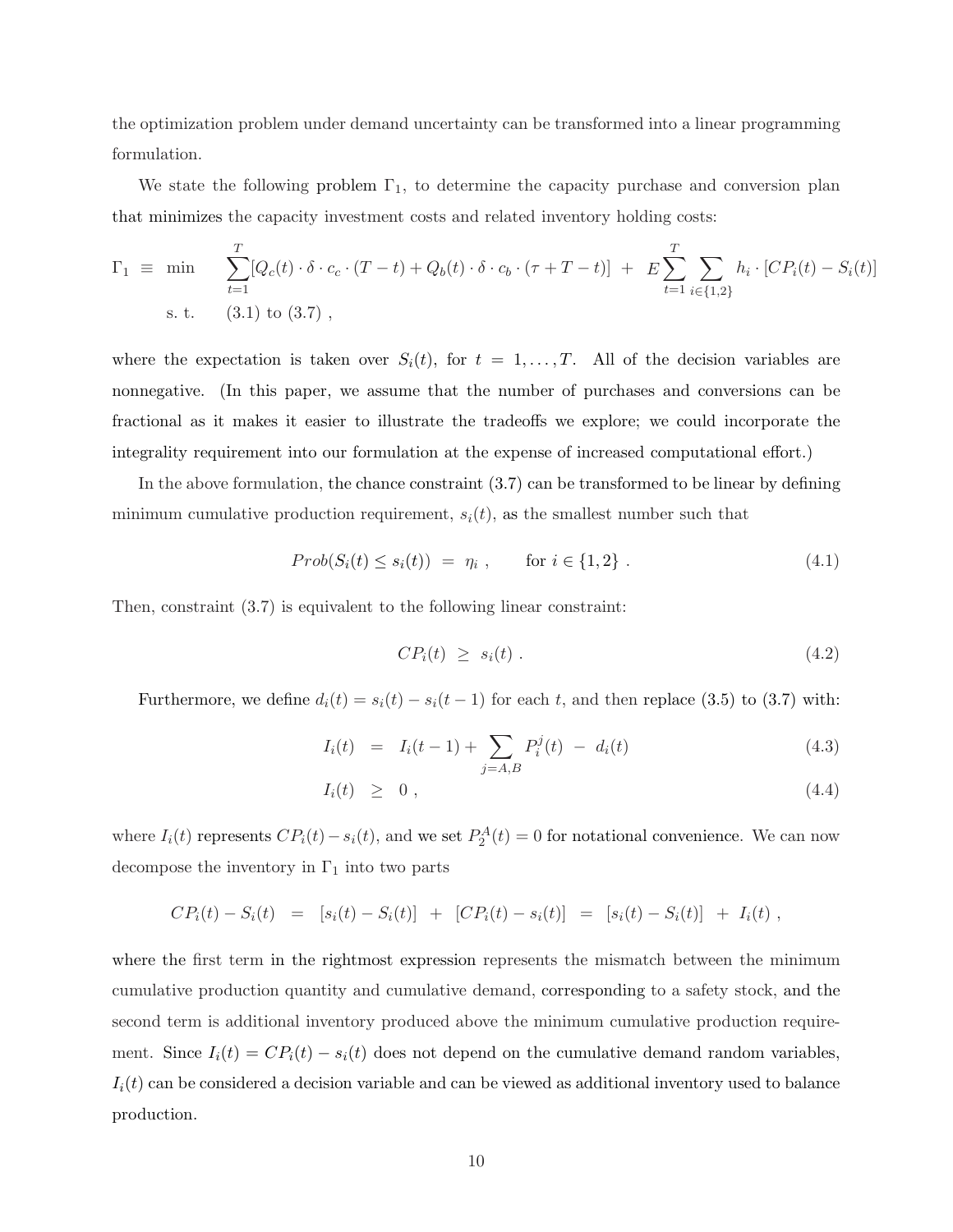the optimization problem under demand uncertainty can be transformed into a linear programming formulation.

We state the following problem $\Gamma_1$, to determine the capacity purchase and conversion plan that minimizes the capacity investment costs and related inventory holding costs:

$$\Gamma_1 \;\equiv\; \min \quad \sum_{t=1}^{T} [Q_c(t) \cdot \delta \cdot c_c \cdot (T-t) + Q_b(t) \cdot \delta \cdot c_b \cdot (\tau + T - t)] \;+\; E \sum_{t=1}^{T} \sum_{i \in \{1,2\}} h_i \cdot [CP_i(t) - S_i(t)]$$

$$\text{s. t.} \qquad (3.1) \text{ to } (3.7)\ ,$$

where the expectation is taken over $S_i(t)$, for $t = 1, \ldots, T$. All of the decision variables are nonnegative. (In this paper, we assume that the number of purchases and conversions can be fractional as it makes it easier to illustrate the tradeoffs we explore; we could incorporate the integrality requirement into our formulation at the expense of increased computational effort.)

In the above formulation, the chance constraint (3.7) can be transformed to be linear by defining minimum cumulative production requirement, $s_i(t)$, as the smallest number such that

$$Prob(S_i(t) \leq s_i(t)) \;=\; \eta_i\ , \qquad \text{for } i \in \{1,2\}\ . \tag{4.1}$$

Then, constraint (3.7) is equivalent to the following linear constraint:

$$CP_i(t) \;\geq\; s_i(t)\ . \tag{4.2}$$

Furthermore, we define $d_i(t) = s_i(t) - s_i(t-1)$ for each $t$, and then replace (3.5) to (3.7) with:

$$I_i(t) \;=\; I_i(t-1) + \sum_{j=A,B} P_i^j(t) \;-\; d_i(t) \tag{4.3}$$

$$I_i(t) \;\geq\; 0\ , \tag{4.4}$$

where $I_i(t)$ represents $CP_i(t) - s_i(t)$, and we set $P_2^A(t) = 0$ for notational convenience. We can now decompose the inventory in $\Gamma_1$ into two parts

$$CP_i(t) - S_i(t) \;=\; [s_i(t) - S_i(t)] \;+\; [CP_i(t) - s_i(t)] \;=\; [s_i(t) - S_i(t)] \;+\; I_i(t)\ ,$$

where the first term in the rightmost expression represents the mismatch between the minimum cumulative production quantity and cumulative demand, corresponding to a safety stock, and the second term is additional inventory produced above the minimum cumulative production requirement. Since $I_i(t) = CP_i(t) - s_i(t)$ does not depend on the cumulative demand random variables, $I_i(t)$ can be considered a decision variable and can be viewed as additional inventory used to balance production.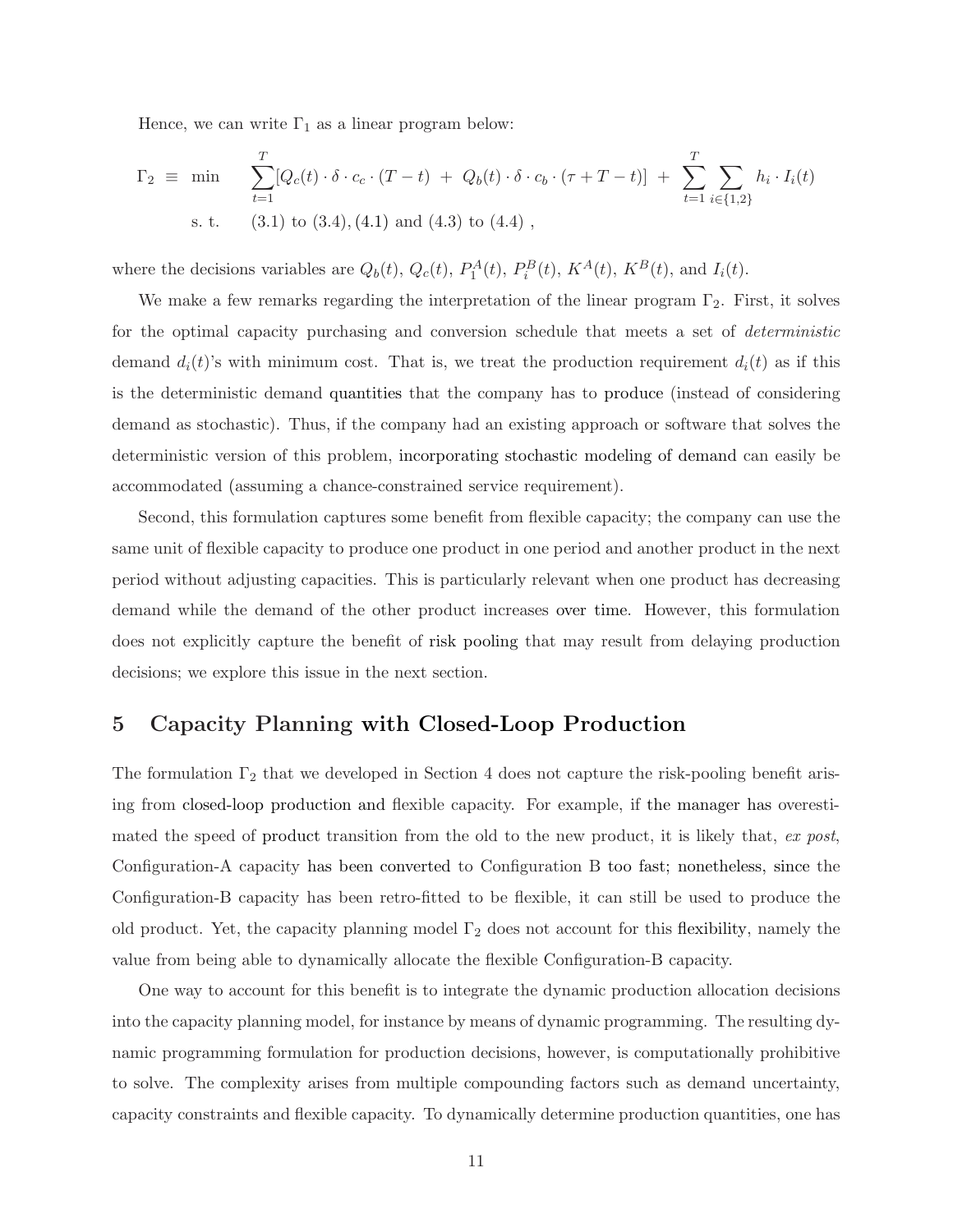Hence, we can write $\Gamma_1$ as a linear program below:

$$\Gamma_2 \equiv \min \quad \sum_{t=1}^{T}[Q_c(t) \cdot \delta \cdot c_c \cdot (T-t) \; + \; Q_b(t) \cdot \delta \cdot c_b \cdot (\tau + T - t)] \; + \; \sum_{t=1}^{T} \sum_{i \in \{1,2\}} h_i \cdot I_i(t)$$

$$\text{s. t.} \quad (3.1) \text{ to } (3.4), (4.1) \text{ and } (4.3) \text{ to } (4.4) \; ,$$

where the decisions variables are $Q_b(t)$, $Q_c(t)$, $P_1^A(t)$, $P_i^B(t)$, $K^A(t)$, $K^B(t)$, and $I_i(t)$.

We make a few remarks regarding the interpretation of the linear program $\Gamma_2$. First, it solves for the optimal capacity purchasing and conversion schedule that meets a set of *deterministic* demand $d_i(t)$'s with minimum cost. That is, we treat the production requirement $d_i(t)$ as if this is the deterministic demand quantities that the company has to produce (instead of considering demand as stochastic). Thus, if the company had an existing approach or software that solves the deterministic version of this problem, incorporating stochastic modeling of demand can easily be accommodated (assuming a chance-constrained service requirement).

Second, this formulation captures some benefit from flexible capacity; the company can use the same unit of flexible capacity to produce one product in one period and another product in the next period without adjusting capacities. This is particularly relevant when one product has decreasing demand while the demand of the other product increases over time. However, this formulation does not explicitly capture the benefit of risk pooling that may result from delaying production decisions; we explore this issue in the next section.

# 5 Capacity Planning with Closed-Loop Production

The formulation $\Gamma_2$ that we developed in Section 4 does not capture the risk-pooling benefit arising from closed-loop production and flexible capacity. For example, if the manager has overestimated the speed of product transition from the old to the new product, it is likely that, *ex post*, Configuration-A capacity has been converted to Configuration B too fast; nonetheless, since the Configuration-B capacity has been retro-fitted to be flexible, it can still be used to produce the old product. Yet, the capacity planning model $\Gamma_2$ does not account for this flexibility, namely the value from being able to dynamically allocate the flexible Configuration-B capacity.

One way to account for this benefit is to integrate the dynamic production allocation decisions into the capacity planning model, for instance by means of dynamic programming. The resulting dynamic programming formulation for production decisions, however, is computationally prohibitive to solve. The complexity arises from multiple compounding factors such as demand uncertainty, capacity constraints and flexible capacity. To dynamically determine production quantities, one has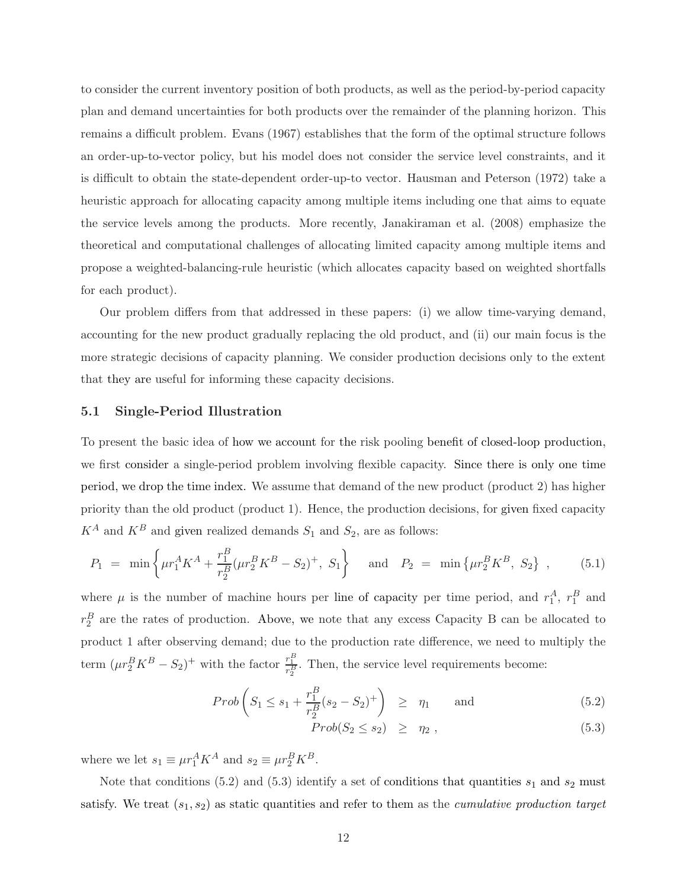to consider the current inventory position of both products, as well as the period-by-period capacity plan and demand uncertainties for both products over the remainder of the planning horizon. This remains a difficult problem. Evans (1967) establishes that the form of the optimal structure follows an order-up-to-vector policy, but his model does not consider the service level constraints, and it is difficult to obtain the state-dependent order-up-to vector. Hausman and Peterson (1972) take a heuristic approach for allocating capacity among multiple items including one that aims to equate the service levels among the products. More recently, Janakiraman et al. (2008) emphasize the theoretical and computational challenges of allocating limited capacity among multiple items and propose a weighted-balancing-rule heuristic (which allocates capacity based on weighted shortfalls for each product).

Our problem differs from that addressed in these papers: (i) we allow time-varying demand, accounting for the new product gradually replacing the old product, and (ii) our main focus is the more strategic decisions of capacity planning. We consider production decisions only to the extent that they are useful for informing these capacity decisions.

### 5.1 Single-Period Illustration

To present the basic idea of how we account for the risk pooling benefit of closed-loop production, we first consider a single-period problem involving flexible capacity. Since there is only one time period, we drop the time index. We assume that demand of the new product (product 2) has higher priority than the old product (product 1). Hence, the production decisions, for given fixed capacity $K^A$ and $K^B$ and given realized demands $S_1$ and $S_2$, are as follows:

$$P_1 \;=\; \min\left\{\mu r_1^A K^A + \frac{r_1^B}{r_2^B}(\mu r_2^B K^B - S_2)^+,\; S_1\right\} \quad \text{and} \quad P_2 \;=\; \min\left\{\mu r_2^B K^B,\; S_2\right\}\;, \tag{5.1}$$

where $\mu$ is the number of machine hours per line of capacity per time period, and $r_1^A$, $r_1^B$ and $r_2^B$ are the rates of production. Above, we note that any excess Capacity B can be allocated to product 1 after observing demand; due to the production rate difference, we need to multiply the term $(\mu r_2^B K^B - S_2)^+$ with the factor $\frac{r_1^B}{r_2^B}$. Then, the service level requirements become:

$$Prob\left(S_1 \le s_1 + \frac{r_1^B}{r_2^B}(s_2 - S_2)^+\right) \;\ge\; \eta_1 \qquad \text{and} \tag{5.2}$$

$$Prob(S_2 \le s_2) \;\ge\; \eta_2\;, \tag{5.3}$$

where we let $s_1 \equiv \mu r_1^A K^A$ and $s_2 \equiv \mu r_2^B K^B$.

Note that conditions (5.2) and (5.3) identify a set of conditions that quantities $s_1$ and $s_2$ must satisfy. We treat $(s_1, s_2)$ as static quantities and refer to them as the *cumulative production target*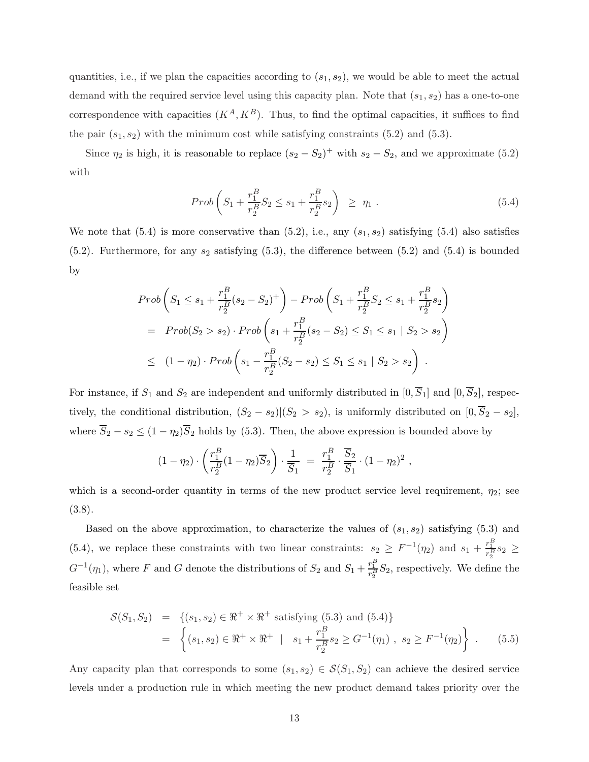quantities, i.e., if we plan the capacities according to $(s_1, s_2)$, we would be able to meet the actual demand with the required service level using this capacity plan. Note that $(s_1, s_2)$ has a one-to-one correspondence with capacities $(K^A, K^B)$. Thus, to find the optimal capacities, it suffices to find the pair $(s_1, s_2)$ with the minimum cost while satisfying constraints (5.2) and (5.3).

Since $\eta_2$ is high, it is reasonable to replace $(s_2 - S_2)^+$ with $s_2 - S_2$, and we approximate (5.2) with

$$
Prob\left( S_1 + \frac{r_1^B}{r_2^B} S_2 \le s_1 + \frac{r_1^B}{r_2^B} s_2 \right) \;\ge\; \eta_1 \; . \tag{5.4}
$$

We note that (5.4) is more conservative than (5.2), i.e., any $(s_1, s_2)$ satisfying (5.4) also satisfies (5.2). Furthermore, for any $s_2$ satisfying (5.3), the difference between (5.2) and (5.4) is bounded by

$$
\begin{aligned}
& Prob\left( S_1 \le s_1 + \frac{r_1^B}{r_2^B}(s_2 - S_2)^+ \right) - Prob\left( S_1 + \frac{r_1^B}{r_2^B} S_2 \le s_1 + \frac{r_1^B}{r_2^B} s_2 \right) \\
&= \; Prob(S_2 > s_2) \cdot Prob\left( s_1 + \frac{r_1^B}{r_2^B}(s_2 - S_2) \le S_1 \le s_1 \mid S_2 > s_2 \right) \\
&\le \; (1 - \eta_2) \cdot Prob\left( s_1 - \frac{r_1^B}{r_2^B}(S_2 - s_2) \le S_1 \le s_1 \mid S_2 > s_2 \right) \; .
\end{aligned}
$$

For instance, if $S_1$ and $S_2$ are independent and uniformly distributed in $[0, \overline{S}_1]$ and $[0, \overline{S}_2]$, respectively, the conditional distribution, $(S_2 - s_2)|(S_2 > s_2)$, is uniformly distributed on $[0, \overline{S}_2 - s_2]$, where $\overline{S}_2 - s_2 \le (1 - \eta_2)\overline{S}_2$ holds by (5.3). Then, the above expression is bounded above by

$$
(1 - \eta_2) \cdot \left( \frac{r_1^B}{r_2^B}(1 - \eta_2)\overline{S}_2 \right) \cdot \frac{1}{\overline{S}_1} \;=\; \frac{r_1^B}{r_2^B} \cdot \frac{\overline{S}_2}{\overline{S}_1} \cdot (1 - \eta_2)^2 \; ,
$$

which is a second-order quantity in terms of the new product service level requirement, $\eta_2$; see (3.8).

Based on the above approximation, to characterize the values of $(s_1, s_2)$ satisfying (5.3) and (5.4), we replace these constraints with two linear constraints: $s_2 \ge F^{-1}(\eta_2)$ and $s_1 + \frac{r_1^B}{r_2^B} s_2 \ge G^{-1}(\eta_1)$, where $F$ and $G$ denote the distributions of $S_2$ and $S_1 + \frac{r_1^B}{r_2^B} S_2$, respectively. We define the feasible set

$$
\begin{aligned}
\mathcal{S}(S_1, S_2) \;&=\; \{(s_1, s_2) \in \Re^+ \times \Re^+ \text{ satisfying (5.3) and (5.4)}\} \\
&=\; \left\{ (s_1, s_2) \in \Re^+ \times \Re^+ \;\; | \;\; s_1 + \frac{r_1^B}{r_2^B} s_2 \ge G^{-1}(\eta_1) \; , \; s_2 \ge F^{-1}(\eta_2) \right\} \; .
\end{aligned} \tag{5.5}
$$

Any capacity plan that corresponds to some $(s_1, s_2) \in \mathcal{S}(S_1, S_2)$ can achieve the desired service levels under a production rule in which meeting the new product demand takes priority over the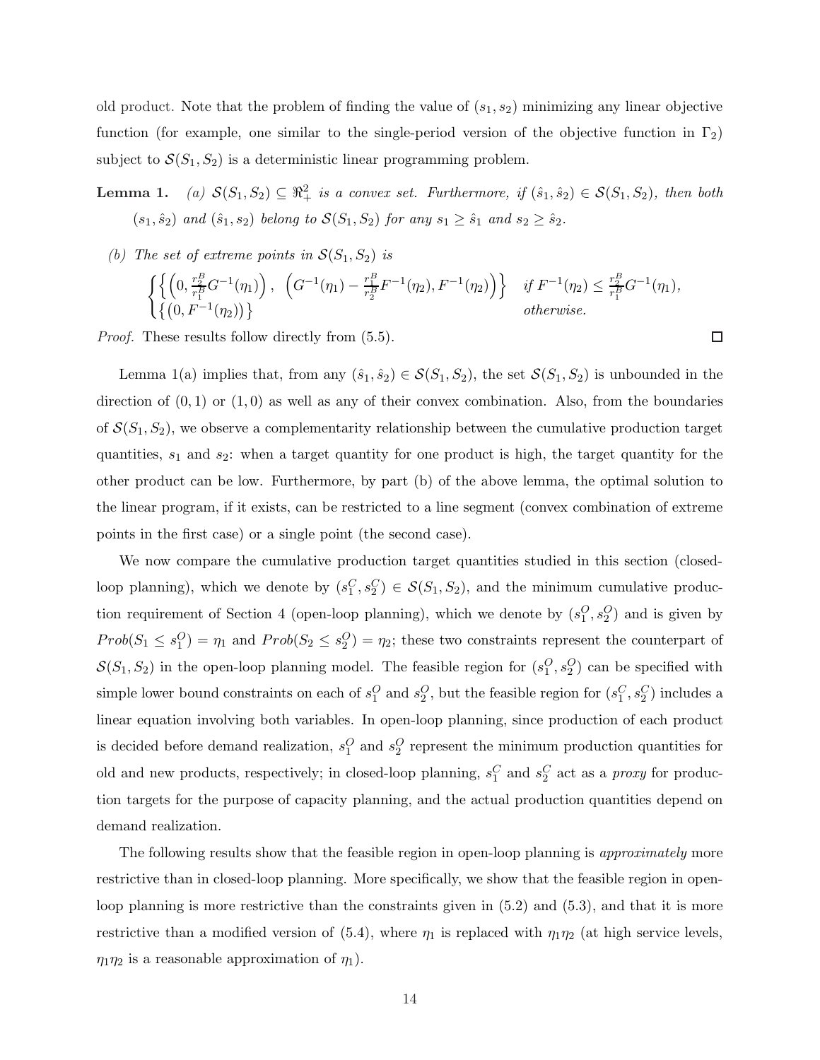old product. Note that the problem of finding the value of $(s_1, s_2)$ minimizing any linear objective function (for example, one similar to the single-period version of the objective function in $\Gamma_2$) subject to $\mathcal{S}(S_1, S_2)$ is a deterministic linear programming problem.

**Lemma 1.** *(a) $\mathcal{S}(S_1, S_2) \subseteq \Re^2_+$ is a convex set. Furthermore, if $(\hat{s}_1, \hat{s}_2) \in \mathcal{S}(S_1, S_2)$, then both $(s_1, \hat{s}_2)$ and $(\hat{s}_1, s_2)$ belong to $\mathcal{S}(S_1, S_2)$ for any $s_1 \geq \hat{s}_1$ and $s_2 \geq \hat{s}_2$.*

*(b) The set of extreme points in $\mathcal{S}(S_1, S_2)$ is*

$$\begin{cases} \left\{ \left(0, \frac{r_2^B}{r_1^B} G^{-1}(\eta_1)\right), \ \left(G^{-1}(\eta_1) - \frac{r_1^B}{r_2^B} F^{-1}(\eta_2), F^{-1}(\eta_2)\right) \right\} & \text{if } F^{-1}(\eta_2) \leq \frac{r_2^B}{r_1^B} G^{-1}(\eta_1), \\ \left\{ \left(0, F^{-1}(\eta_2)\right) \right\} & \text{otherwise.} \end{cases}$$

*Proof.* These results follow directly from (5.5). $\square$

Lemma 1(a) implies that, from any $(\hat{s}_1, \hat{s}_2) \in \mathcal{S}(S_1, S_2)$, the set $\mathcal{S}(S_1, S_2)$ is unbounded in the direction of $(0, 1)$ or $(1, 0)$ as well as any of their convex combination. Also, from the boundaries of $\mathcal{S}(S_1, S_2)$, we observe a complementarity relationship between the cumulative production target quantities, $s_1$ and $s_2$: when a target quantity for one product is high, the target quantity for the other product can be low. Furthermore, by part (b) of the above lemma, the optimal solution to the linear program, if it exists, can be restricted to a line segment (convex combination of extreme points in the first case) or a single point (the second case).

We now compare the cumulative production target quantities studied in this section (closed-loop planning), which we denote by $(s_1^C, s_2^C) \in \mathcal{S}(S_1, S_2)$, and the minimum cumulative production requirement of Section 4 (open-loop planning), which we denote by $(s_1^O, s_2^O)$ and is given by $Prob(S_1 \leq s_1^O) = \eta_1$ and $Prob(S_2 \leq s_2^O) = \eta_2$; these two constraints represent the counterpart of $\mathcal{S}(S_1, S_2)$ in the open-loop planning model. The feasible region for $(s_1^O, s_2^O)$ can be specified with simple lower bound constraints on each of $s_1^O$ and $s_2^O$, but the feasible region for $(s_1^C, s_2^C)$ includes a linear equation involving both variables. In open-loop planning, since production of each product is decided before demand realization, $s_1^O$ and $s_2^O$ represent the minimum production quantities for old and new products, respectively; in closed-loop planning, $s_1^C$ and $s_2^C$ act as a *proxy* for production targets for the purpose of capacity planning, and the actual production quantities depend on demand realization.

The following results show that the feasible region in open-loop planning is *approximately* more restrictive than in closed-loop planning. More specifically, we show that the feasible region in open-loop planning is more restrictive than the constraints given in (5.2) and (5.3), and that it is more restrictive than a modified version of (5.4), where $\eta_1$ is replaced with $\eta_1\eta_2$ (at high service levels, $\eta_1\eta_2$ is a reasonable approximation of $\eta_1$).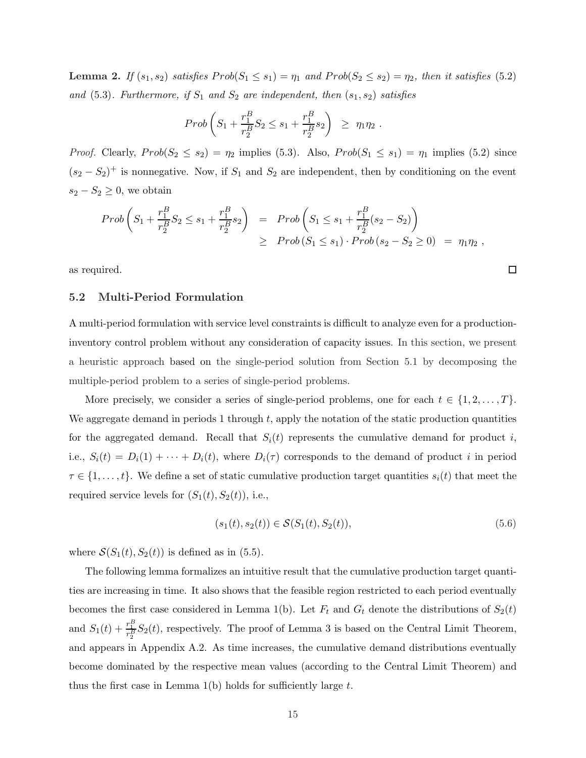**Lemma 2.** *If $(s_1, s_2)$ satisfies $Prob(S_1 \le s_1) = \eta_1$ and $Prob(S_2 \le s_2) = \eta_2$, then it satisfies* (5.2) *and* (5.3)*. Furthermore, if $S_1$ and $S_2$ are independent, then $(s_1, s_2)$ satisfies*

$$Prob\left(S_1 + \frac{r_1^B}{r_2^B} S_2 \le s_1 + \frac{r_1^B}{r_2^B} s_2\right) \;\ge\; \eta_1 \eta_2 \;.$$

*Proof.* Clearly, $Prob(S_2 \le s_2) = \eta_2$ implies (5.3). Also, $Prob(S_1 \le s_1) = \eta_1$ implies (5.2) since $(s_2 - S_2)^+$ is nonnegative. Now, if $S_1$ and $S_2$ are independent, then by conditioning on the event $s_2 - S_2 \ge 0$, we obtain

$$\begin{aligned} Prob\left(S_1 + \frac{r_1^B}{r_2^B} S_2 \le s_1 + \frac{r_1^B}{r_2^B} s_2\right) &= Prob\left(S_1 \le s_1 + \frac{r_1^B}{r_2^B}(s_2 - S_2)\right) \\ &\ge Prob\left(S_1 \le s_1\right) \cdot Prob\left(s_2 - S_2 \ge 0\right) \;=\; \eta_1 \eta_2 \;, \end{aligned}$$

as required. □

## 5.2 Multi-Period Formulation

A multi-period formulation with service level constraints is difficult to analyze even for a production-inventory control problem without any consideration of capacity issues. In this section, we present a heuristic approach based on the single-period solution from Section 5.1 by decomposing the multiple-period problem to a series of single-period problems.

More precisely, we consider a series of single-period problems, one for each $t \in \{1, 2, \ldots, T\}$. We aggregate demand in periods 1 through $t$, apply the notation of the static production quantities for the aggregated demand. Recall that $S_i(t)$ represents the cumulative demand for product $i$, i.e., $S_i(t) = D_i(1) + \cdots + D_i(t)$, where $D_i(\tau)$ corresponds to the demand of product $i$ in period $\tau \in \{1, \ldots, t\}$. We define a set of static cumulative production target quantities $s_i(t)$ that meet the required service levels for $(S_1(t), S_2(t))$, i.e.,

$$(s_1(t), s_2(t)) \in \mathcal{S}(S_1(t), S_2(t)), \tag{5.6}$$

where $\mathcal{S}(S_1(t), S_2(t))$ is defined as in (5.5).

The following lemma formalizes an intuitive result that the cumulative production target quantities are increasing in time. It also shows that the feasible region restricted to each period eventually becomes the first case considered in Lemma 1(b). Let $F_t$ and $G_t$ denote the distributions of $S_2(t)$ and $S_1(t) + \frac{r_1^B}{r_2^B} S_2(t)$, respectively. The proof of Lemma 3 is based on the Central Limit Theorem, and appears in Appendix A.2. As time increases, the cumulative demand distributions eventually become dominated by the respective mean values (according to the Central Limit Theorem) and thus the first case in Lemma 1(b) holds for sufficiently large $t$.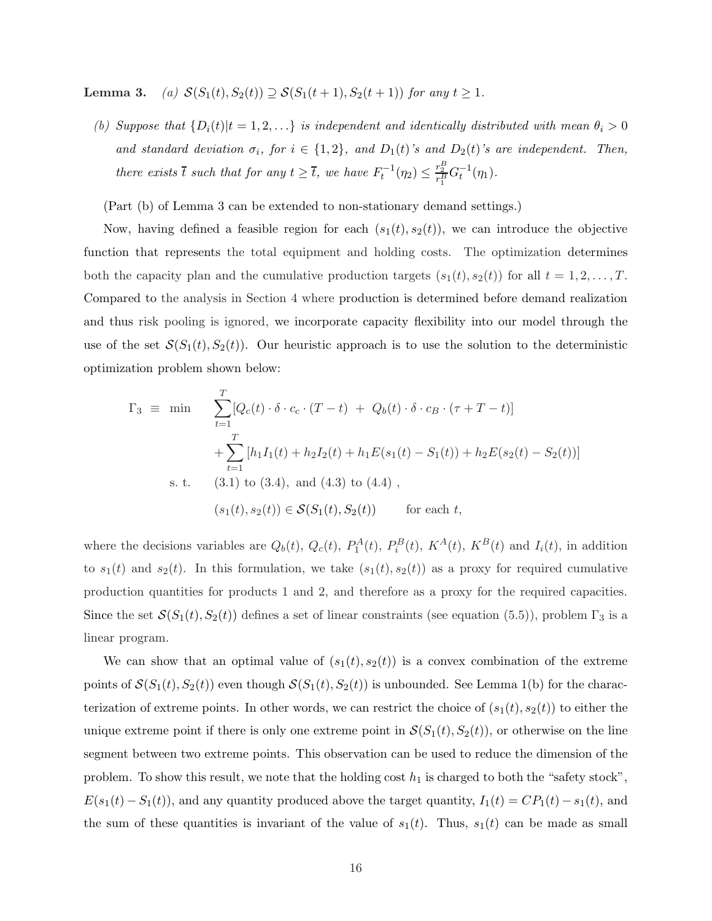**Lemma 3.** *(a) $\mathcal{S}(S_1(t), S_2(t)) \supseteq \mathcal{S}(S_1(t+1), S_2(t+1))$ for any $t \geq 1$.*

*(b) Suppose that $\{D_i(t)|t = 1, 2, \ldots\}$ is independent and identically distributed with mean $\theta_i > 0$ and standard deviation $\sigma_i$, for $i \in \{1, 2\}$, and $D_1(t)$'s and $D_2(t)$'s are independent. Then, there exists $\bar{t}$ such that for any $t \geq \bar{t}$, we have $F_t^{-1}(\eta_2) \leq \frac{r_2^B}{r_1^B} G_t^{-1}(\eta_1)$.*

(Part (b) of Lemma 3 can be extended to non-stationary demand settings.)

Now, having defined a feasible region for each $(s_1(t), s_2(t))$, we can introduce the objective function that represents the total equipment and holding costs. The optimization determines both the capacity plan and the cumulative production targets $(s_1(t), s_2(t))$ for all $t = 1, 2, \ldots, T$. Compared to the analysis in Section 4 where production is determined before demand realization and thus risk pooling is ignored, we incorporate capacity flexibility into our model through the use of the set $\mathcal{S}(S_1(t), S_2(t))$. Our heuristic approach is to use the solution to the deterministic optimization problem shown below:

$$
\begin{aligned}
\Gamma_3 \equiv \min \quad & \sum_{t=1}^{T} [Q_c(t) \cdot \delta \cdot c_c \cdot (T - t) + Q_b(t) \cdot \delta \cdot c_B \cdot (\tau + T - t)] \\
& + \sum_{t=1}^{T} [h_1 I_1(t) + h_2 I_2(t) + h_1 E(s_1(t) - S_1(t)) + h_2 E(s_2(t) - S_2(t))] \\
\text{s. t.} \quad & (3.1) \text{ to } (3.4), \text{ and } (4.3) \text{ to } (4.4), \\
& (s_1(t), s_2(t)) \in \mathcal{S}(S_1(t), S_2(t)) \qquad \text{for each } t,
\end{aligned}
$$

where the decisions variables are $Q_b(t)$, $Q_c(t)$, $P_1^A(t)$, $P_i^B(t)$, $K^A(t)$, $K^B(t)$ and $I_i(t)$, in addition to $s_1(t)$ and $s_2(t)$. In this formulation, we take $(s_1(t), s_2(t))$ as a proxy for required cumulative production quantities for products 1 and 2, and therefore as a proxy for the required capacities. Since the set $\mathcal{S}(S_1(t), S_2(t))$ defines a set of linear constraints (see equation (5.5)), problem $\Gamma_3$ is a linear program.

We can show that an optimal value of $(s_1(t), s_2(t))$ is a convex combination of the extreme points of $\mathcal{S}(S_1(t), S_2(t))$ even though $\mathcal{S}(S_1(t), S_2(t))$ is unbounded. See Lemma 1(b) for the characterization of extreme points. In other words, we can restrict the choice of $(s_1(t), s_2(t))$ to either the unique extreme point if there is only one extreme point in $\mathcal{S}(S_1(t), S_2(t))$, or otherwise on the line segment between two extreme points. This observation can be used to reduce the dimension of the problem. To show this result, we note that the holding cost $h_1$ is charged to both the "safety stock", $E(s_1(t) - S_1(t))$, and any quantity produced above the target quantity, $I_1(t) = CP_1(t) - s_1(t)$, and the sum of these quantities is invariant of the value of $s_1(t)$. Thus, $s_1(t)$ can be made as small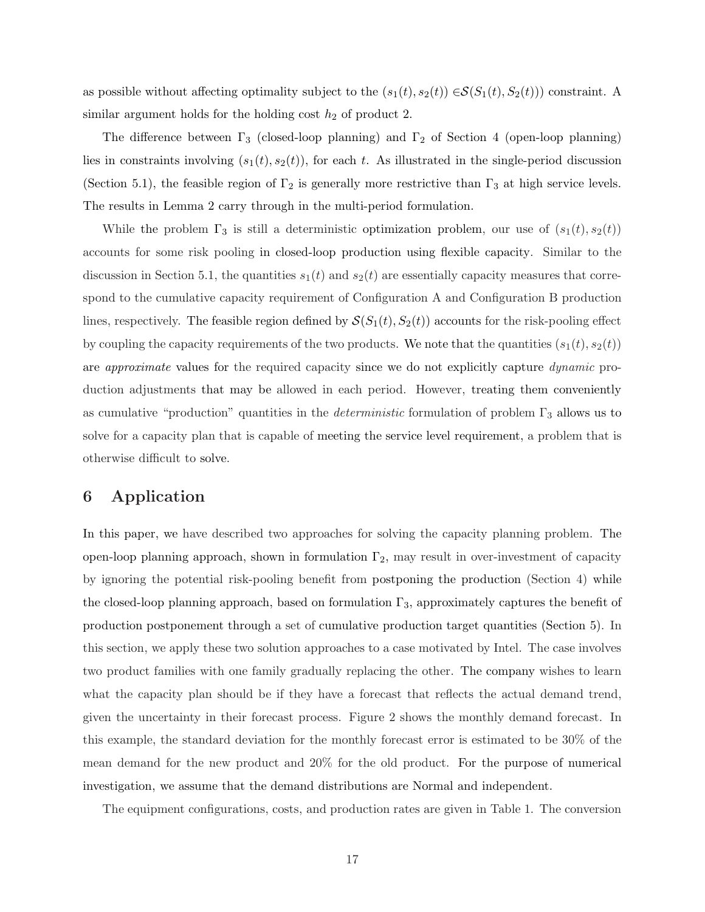as possible without affecting optimality subject to the $(s_1(t), s_2(t)) \in \mathcal{S}(S_1(t), S_2(t))$ constraint. A similar argument holds for the holding cost $h_2$ of product 2.

The difference between $\Gamma_3$ (closed-loop planning) and $\Gamma_2$ of Section 4 (open-loop planning) lies in constraints involving $(s_1(t), s_2(t))$, for each $t$. As illustrated in the single-period discussion (Section 5.1), the feasible region of $\Gamma_2$ is generally more restrictive than $\Gamma_3$ at high service levels. The results in Lemma 2 carry through in the multi-period formulation.

While the problem $\Gamma_3$ is still a deterministic optimization problem, our use of $(s_1(t), s_2(t))$ accounts for some risk pooling in closed-loop production using flexible capacity. Similar to the discussion in Section 5.1, the quantities $s_1(t)$ and $s_2(t)$ are essentially capacity measures that correspond to the cumulative capacity requirement of Configuration A and Configuration B production lines, respectively. The feasible region defined by $\mathcal{S}(S_1(t), S_2(t))$ accounts for the risk-pooling effect by coupling the capacity requirements of the two products. We note that the quantities $(s_1(t), s_2(t))$ are *approximate* values for the required capacity since we do not explicitly capture *dynamic* production adjustments that may be allowed in each period. However, treating them conveniently as cumulative "production" quantities in the *deterministic* formulation of problem $\Gamma_3$ allows us to solve for a capacity plan that is capable of meeting the service level requirement, a problem that is otherwise difficult to solve.

# 6 Application

In this paper, we have described two approaches for solving the capacity planning problem. The open-loop planning approach, shown in formulation $\Gamma_2$, may result in over-investment of capacity by ignoring the potential risk-pooling benefit from postponing the production (Section 4) while the closed-loop planning approach, based on formulation $\Gamma_3$, approximately captures the benefit of production postponement through a set of cumulative production target quantities (Section 5). In this section, we apply these two solution approaches to a case motivated by Intel. The case involves two product families with one family gradually replacing the other. The company wishes to learn what the capacity plan should be if they have a forecast that reflects the actual demand trend, given the uncertainty in their forecast process. Figure 2 shows the monthly demand forecast. In this example, the standard deviation for the monthly forecast error is estimated to be 30% of the mean demand for the new product and 20% for the old product. For the purpose of numerical investigation, we assume that the demand distributions are Normal and independent.

The equipment configurations, costs, and production rates are given in Table 1. The conversion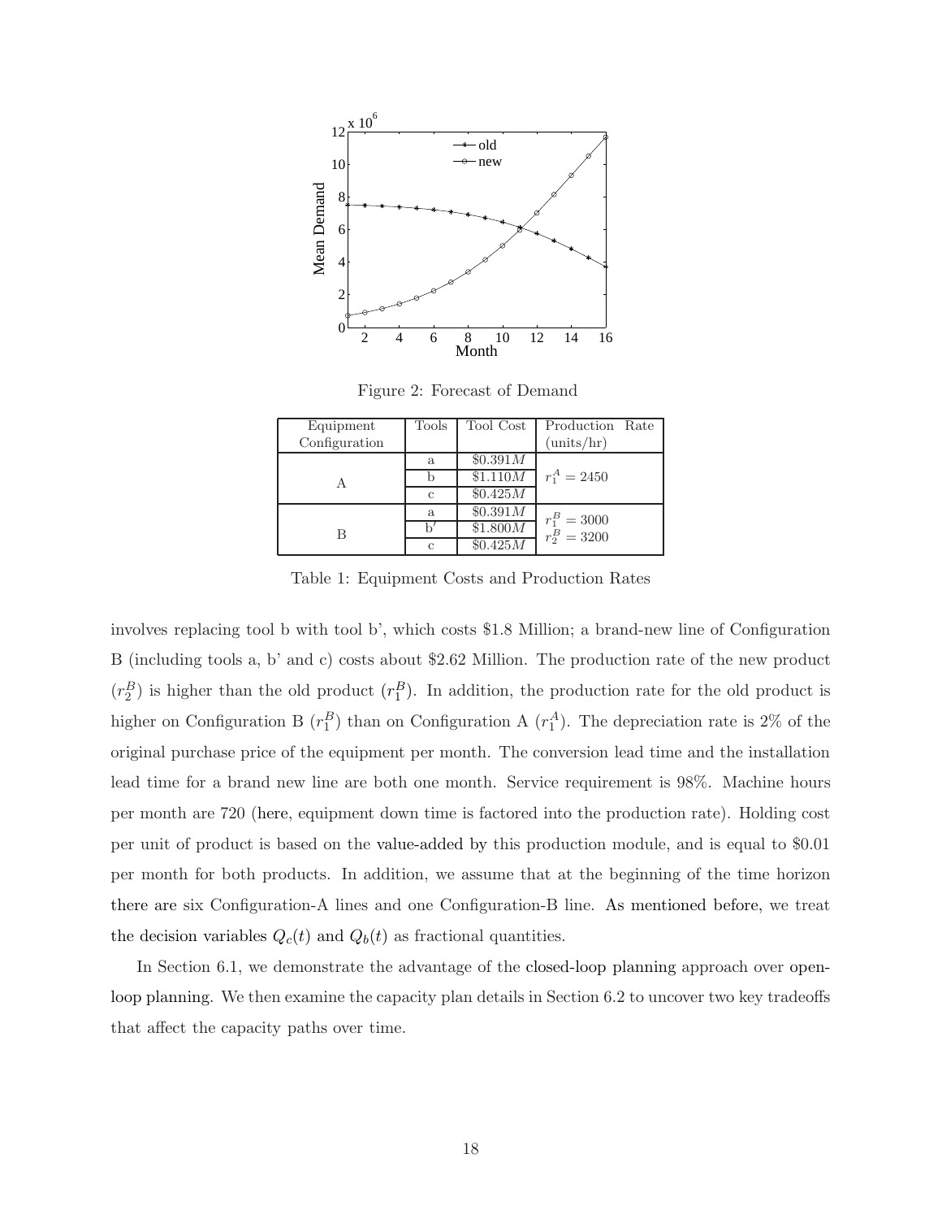x 10^6

12

10

8

6

4

2

0

Mean Demand

2 4 6 8 10 12 14 16

Month

old

new

Figure 2: Forecast of Demand

| Equipment Configuration | Tools | Tool Cost | Production Rate (units/hr) |
|---|---|---|---|
| A | a | \$0.391$M$ | $r_1^A = 2450$ |
| | b | \$1.110$M$ | |
| | c | \$0.425$M$ | |
| B | a | \$0.391$M$ | $r_1^B = 3000$ $r_2^B = 3200$ |
| | b′ | \$1.800$M$ | |
| | c | \$0.425$M$ | |

Table 1: Equipment Costs and Production Rates

involves replacing tool b with tool b', which costs \$1.8 Million; a brand-new line of Configuration B (including tools a, b' and c) costs about \$2.62 Million. The production rate of the new product ($r_2^B$) is higher than the old product ($r_1^B$). In addition, the production rate for the old product is higher on Configuration B ($r_1^B$) than on Configuration A ($r_1^A$). The depreciation rate is 2% of the original purchase price of the equipment per month. The conversion lead time and the installation lead time for a brand new line are both one month. Service requirement is 98%. Machine hours per month are 720 (here, equipment down time is factored into the production rate). Holding cost per unit of product is based on the value-added by this production module, and is equal to \$0.01 per month for both products. In addition, we assume that at the beginning of the time horizon there are six Configuration-A lines and one Configuration-B line. As mentioned before, we treat the decision variables $Q_c(t)$ and $Q_b(t)$ as fractional quantities.

In Section 6.1, we demonstrate the advantage of the closed-loop planning approach over open-loop planning. We then examine the capacity plan details in Section 6.2 to uncover two key tradeoffs that affect the capacity paths over time.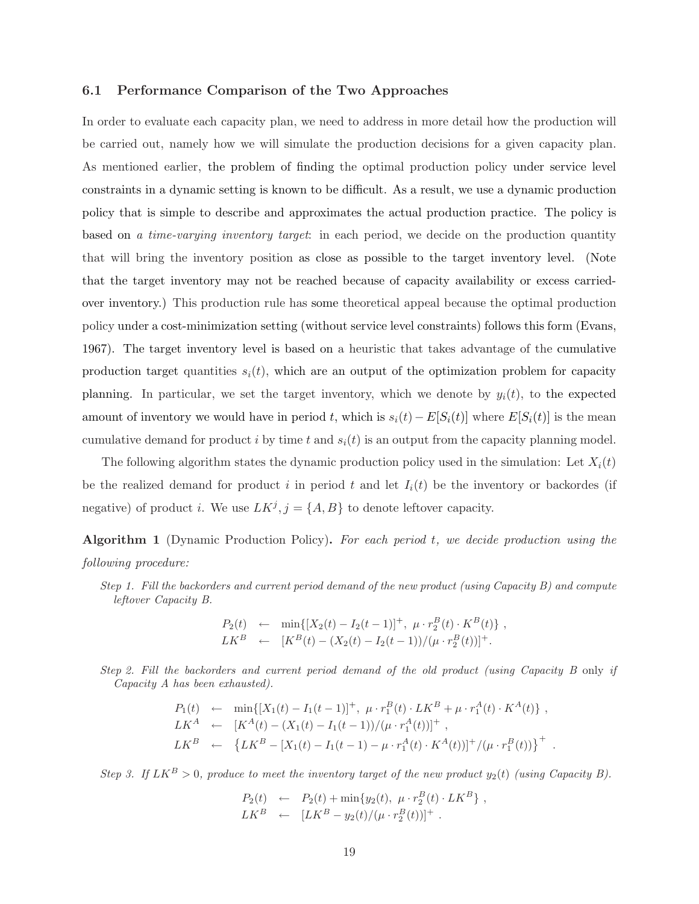### 6.1 Performance Comparison of the Two Approaches

In order to evaluate each capacity plan, we need to address in more detail how the production will be carried out, namely how we will simulate the production decisions for a given capacity plan. As mentioned earlier, the problem of finding the optimal production policy under service level constraints in a dynamic setting is known to be difficult. As a result, we use a dynamic production policy that is simple to describe and approximates the actual production practice. The policy is based on *a time-varying inventory target*: in each period, we decide on the production quantity that will bring the inventory position as close as possible to the target inventory level. (Note that the target inventory may not be reached because of capacity availability or excess carried-over inventory.) This production rule has some theoretical appeal because the optimal production policy under a cost-minimization setting (without service level constraints) follows this form (Evans, 1967). The target inventory level is based on a heuristic that takes advantage of the cumulative production target quantities $s_i(t)$, which are an output of the optimization problem for capacity planning. In particular, we set the target inventory, which we denote by $y_i(t)$, to the expected amount of inventory we would have in period $t$, which is $s_i(t) - E[S_i(t)]$ where $E[S_i(t)]$ is the mean cumulative demand for product $i$ by time $t$ and $s_i(t)$ is an output from the capacity planning model.

The following algorithm states the dynamic production policy used in the simulation: Let $X_i(t)$ be the realized demand for product $i$ in period $t$ and let $I_i(t)$ be the inventory or backordes (if negative) of product $i$. We use $LK^j, j = \{A, B\}$ to denote leftover capacity.

**Algorithm 1** (Dynamic Production Policy)**.** *For each period $t$, we decide production using the following procedure:*

*Step 1. Fill the backorders and current period demand of the new product (using Capacity B) and compute leftover Capacity B.*

$$
\begin{aligned}
P_2(t) &\leftarrow \min\{[X_2(t) - I_2(t-1)]^+,\ \mu \cdot r_2^B(t) \cdot K^B(t)\}\ , \\
LK^B &\leftarrow [K^B(t) - (X_2(t) - I_2(t-1))/(\mu \cdot r_2^B(t))]^+.
\end{aligned}
$$

*Step 2. Fill the backorders and current period demand of the old product (using Capacity B* only *if Capacity A has been exhausted).*

$$
\begin{aligned}
P_1(t) &\leftarrow \min\{[X_1(t) - I_1(t-1)]^+,\ \mu \cdot r_1^B(t) \cdot LK^B + \mu \cdot r_1^A(t) \cdot K^A(t)\}\ , \\
LK^A &\leftarrow [K^A(t) - (X_1(t) - I_1(t-1))/(\mu \cdot r_1^A(t))]^+\ , \\
LK^B &\leftarrow \left\{LK^B - [X_1(t) - I_1(t-1) - \mu \cdot r_1^A(t) \cdot K^A(t))]^+/(\mu \cdot r_1^B(t))\right\}^+\ .
\end{aligned}
$$

*Step 3. If $LK^B > 0$, produce to meet the inventory target of the new product $y_2(t)$ (using Capacity B).*

$$
\begin{aligned}
P_2(t) &\leftarrow P_2(t) + \min\{y_2(t),\ \mu \cdot r_2^B(t) \cdot LK^B\}\ , \\
LK^B &\leftarrow [LK^B - y_2(t)/(\mu \cdot r_2^B(t))]^+\ .
\end{aligned}
$$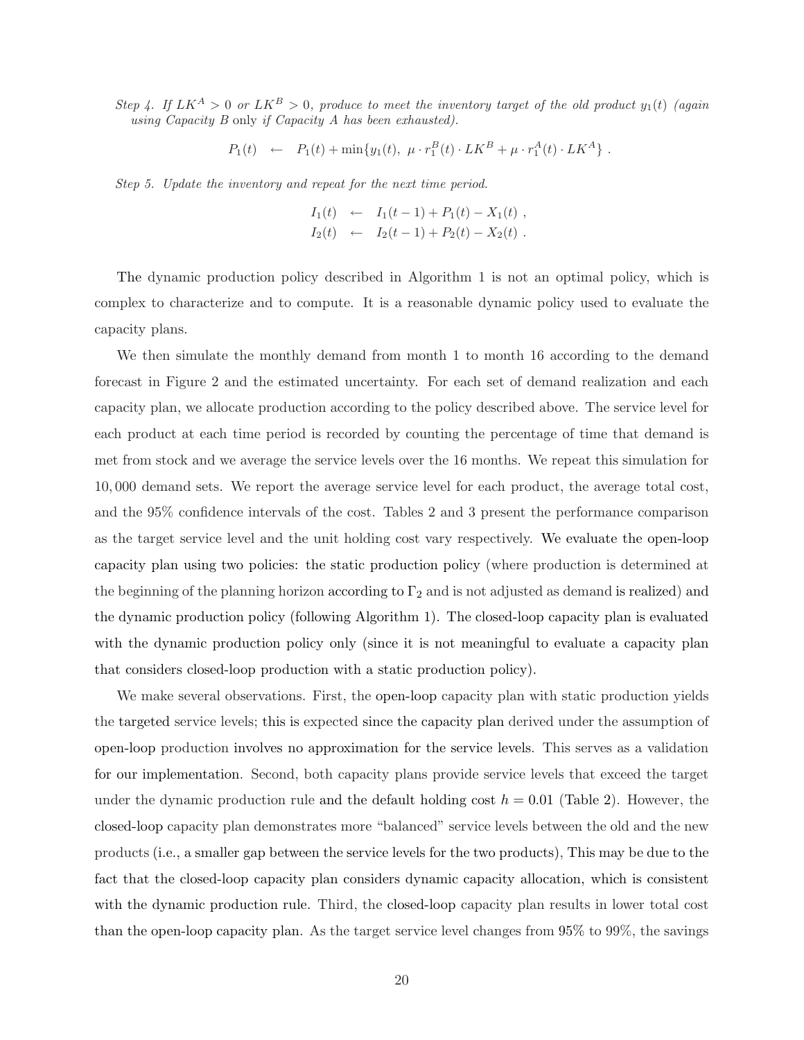*Step 4. If $LK^A > 0$ or $LK^B > 0$, produce to meet the inventory target of the old product $y_1(t)$ (again using Capacity B* only *if Capacity A has been exhausted).*

$$P_1(t) \quad \leftarrow \quad P_1(t) + \min\{y_1(t),\ \mu \cdot r_1^B(t) \cdot LK^B + \mu \cdot r_1^A(t) \cdot LK^A\} \ .$$

*Step 5. Update the inventory and repeat for the next time period.*

$$\begin{aligned} I_1(t) \quad &\leftarrow \quad I_1(t-1) + P_1(t) - X_1(t) \ , \\ I_2(t) \quad &\leftarrow \quad I_2(t-1) + P_2(t) - X_2(t) \ . \end{aligned}$$

The dynamic production policy described in Algorithm 1 is not an optimal policy, which is complex to characterize and to compute. It is a reasonable dynamic policy used to evaluate the capacity plans.

We then simulate the monthly demand from month 1 to month 16 according to the demand forecast in Figure 2 and the estimated uncertainty. For each set of demand realization and each capacity plan, we allocate production according to the policy described above. The service level for each product at each time period is recorded by counting the percentage of time that demand is met from stock and we average the service levels over the 16 months. We repeat this simulation for 10,000 demand sets. We report the average service level for each product, the average total cost, and the 95% confidence intervals of the cost. Tables 2 and 3 present the performance comparison as the target service level and the unit holding cost vary respectively. We evaluate the open-loop capacity plan using two policies: the static production policy (where production is determined at the beginning of the planning horizon according to $\Gamma_2$ and is not adjusted as demand is realized) and the dynamic production policy (following Algorithm 1). The closed-loop capacity plan is evaluated with the dynamic production policy only (since it is not meaningful to evaluate a capacity plan that considers closed-loop production with a static production policy).

We make several observations. First, the open-loop capacity plan with static production yields the targeted service levels; this is expected since the capacity plan derived under the assumption of open-loop production involves no approximation for the service levels. This serves as a validation for our implementation. Second, both capacity plans provide service levels that exceed the target under the dynamic production rule and the default holding cost $h = 0.01$ (Table 2). However, the closed-loop capacity plan demonstrates more "balanced" service levels between the old and the new products (i.e., a smaller gap between the service levels for the two products), This may be due to the fact that the closed-loop capacity plan considers dynamic capacity allocation, which is consistent with the dynamic production rule. Third, the closed-loop capacity plan results in lower total cost than the open-loop capacity plan. As the target service level changes from 95% to 99%, the savings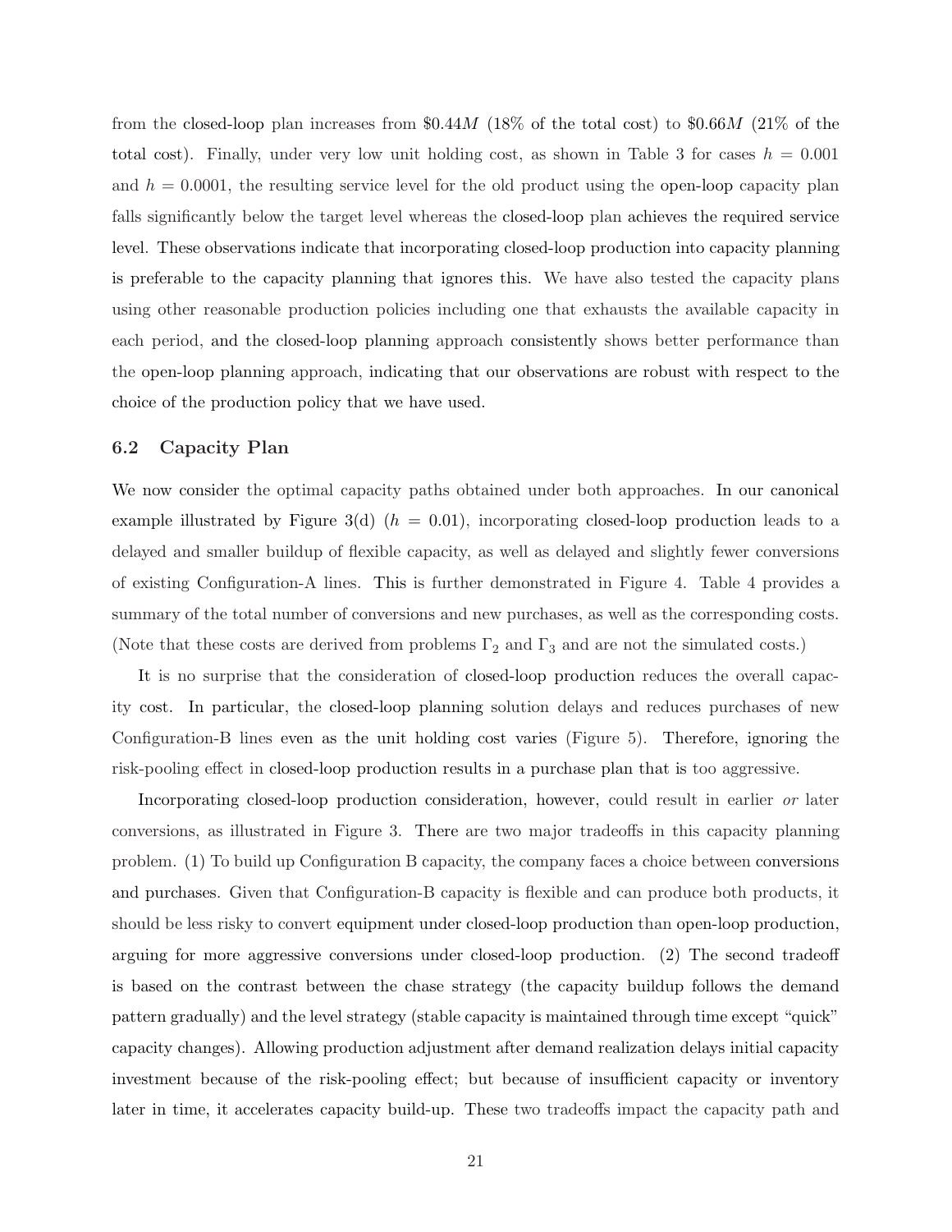from the closed-loop plan increases from \$0.44$M$ (18% of the total cost) to \$0.66$M$ (21% of the total cost). Finally, under very low unit holding cost, as shown in Table 3 for cases $h = 0.001$ and $h = 0.0001$, the resulting service level for the old product using the open-loop capacity plan falls significantly below the target level whereas the closed-loop plan achieves the required service level. These observations indicate that incorporating closed-loop production into capacity planning is preferable to the capacity planning that ignores this. We have also tested the capacity plans using other reasonable production policies including one that exhausts the available capacity in each period, and the closed-loop planning approach consistently shows better performance than the open-loop planning approach, indicating that our observations are robust with respect to the choice of the production policy that we have used.

## 6.2 Capacity Plan

We now consider the optimal capacity paths obtained under both approaches. In our canonical example illustrated by Figure 3(d) ($h = 0.01$), incorporating closed-loop production leads to a delayed and smaller buildup of flexible capacity, as well as delayed and slightly fewer conversions of existing Configuration-A lines. This is further demonstrated in Figure 4. Table 4 provides a summary of the total number of conversions and new purchases, as well as the corresponding costs. (Note that these costs are derived from problems $\Gamma_2$ and $\Gamma_3$ and are not the simulated costs.)

It is no surprise that the consideration of closed-loop production reduces the overall capacity cost. In particular, the closed-loop planning solution delays and reduces purchases of new Configuration-B lines even as the unit holding cost varies (Figure 5). Therefore, ignoring the risk-pooling effect in closed-loop production results in a purchase plan that is too aggressive.

Incorporating closed-loop production consideration, however, could result in earlier *or* later conversions, as illustrated in Figure 3. There are two major tradeoffs in this capacity planning problem. (1) To build up Configuration B capacity, the company faces a choice between conversions and purchases. Given that Configuration-B capacity is flexible and can produce both products, it should be less risky to convert equipment under closed-loop production than open-loop production, arguing for more aggressive conversions under closed-loop production. (2) The second tradeoff is based on the contrast between the chase strategy (the capacity buildup follows the demand pattern gradually) and the level strategy (stable capacity is maintained through time except "quick" capacity changes). Allowing production adjustment after demand realization delays initial capacity investment because of the risk-pooling effect; but because of insufficient capacity or inventory later in time, it accelerates capacity build-up. These two tradeoffs impact the capacity path and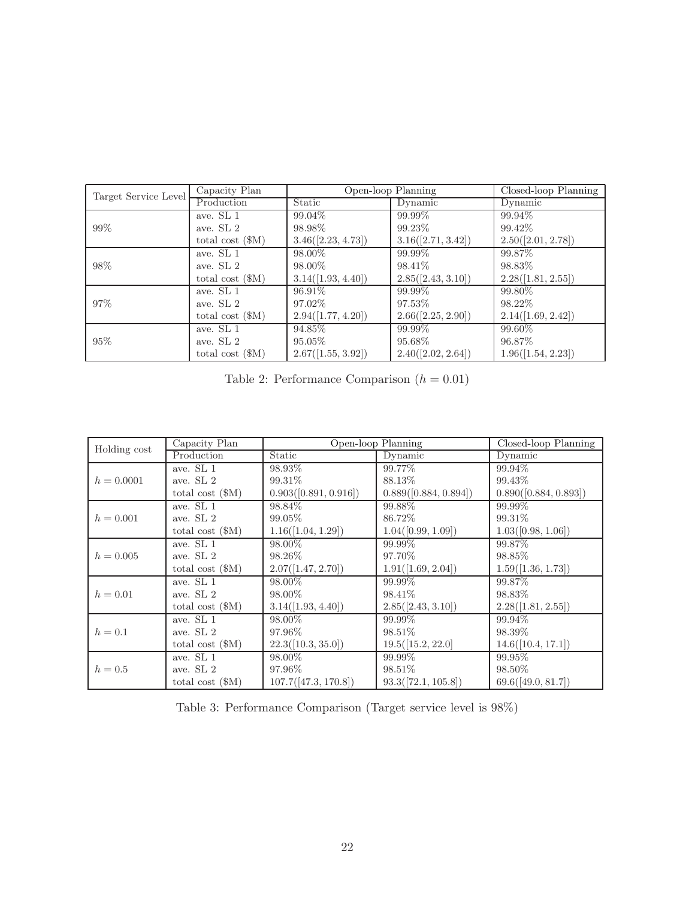| Target Service Level | Capacity Plan | Open-loop Planning | | Closed-loop Planning |
|---|---|---|---|---|
| | Production | Static | Dynamic | Dynamic |
| 99% | ave. SL 1 | 99.04% | 99.99% | 99.94% |
| | ave. SL 2 | 98.98% | 99.23% | 99.42% |
| | total cost ($M) | 3.46([2.23, 4.73]) | 3.16([2.71, 3.42]) | 2.50([2.01, 2.78]) |
| 98% | ave. SL 1 | 98.00% | 99.99% | 99.87% |
| | ave. SL 2 | 98.00% | 98.41% | 98.83% |
| | total cost ($M) | 3.14([1.93, 4.40]) | 2.85([2.43, 3.10]) | 2.28([1.81, 2.55]) |
| 97% | ave. SL 1 | 96.91% | 99.99% | 99.80% |
| | ave. SL 2 | 97.02% | 97.53% | 98.22% |
| | total cost ($M) | 2.94([1.77, 4.20]) | 2.66([2.25, 2.90]) | 2.14([1.69, 2.42]) |
| 95% | ave. SL 1 | 94.85% | 99.99% | 99.60% |
| | ave. SL 2 | 95.05% | 95.68% | 96.87% |
| | total cost ($M) | 2.67([1.55, 3.92]) | 2.40([2.02, 2.64]) | 1.96([1.54, 2.23]) |

Table 2: Performance Comparison ($h = 0.01$)

| Holding cost | Capacity Plan | Open-loop Planning | | Closed-loop Planning |
|---|---|---|---|---|
| | Production | Static | Dynamic | Dynamic |
| $h = 0.0001$ | ave. SL 1 | 98.93% | 99.77% | 99.94% |
| | ave. SL 2 | 99.31% | 88.13% | 99.43% |
| | total cost ($M) | 0.903([0.891, 0.916]) | 0.889([0.884, 0.894]) | 0.890([0.884, 0.893]) |
| $h = 0.001$ | ave. SL 1 | 98.84% | 99.88% | 99.99% |
| | ave. SL 2 | 99.05% | 86.72% | 99.31% |
| | total cost ($M) | 1.16([1.04, 1.29]) | 1.04([0.99, 1.09]) | 1.03([0.98, 1.06]) |
| $h = 0.005$ | ave. SL 1 | 98.00% | 99.99% | 99.87% |
| | ave. SL 2 | 98.26% | 97.70% | 98.85% |
| | total cost ($M) | 2.07([1.47, 2.70]) | 1.91([1.69, 2.04]) | 1.59([1.36, 1.73]) |
| $h = 0.01$ | ave. SL 1 | 98.00% | 99.99% | 99.87% |
| | ave. SL 2 | 98.00% | 98.41% | 98.83% |
| | total cost ($M) | 3.14([1.93, 4.40]) | 2.85([2.43, 3.10]) | 2.28([1.81, 2.55]) |
| $h = 0.1$ | ave. SL 1 | 98.00% | 99.99% | 99.94% |
| | ave. SL 2 | 97.96% | 98.51% | 98.39% |
| | total cost ($M) | 22.3([10.3, 35.0]) | 19.5([15.2, 22.0] | 14.6([10.4, 17.1]) |
| $h = 0.5$ | ave. SL 1 | 98.00% | 99.99% | 99.95% |
| | ave. SL 2 | 97.96% | 98.51% | 98.50% |
| | total cost ($M) | 107.7([47.3, 170.8]) | 93.3([72.1, 105.8]) | 69.6([49.0, 81.7]) |

Table 3: Performance Comparison (Target service level is 98%)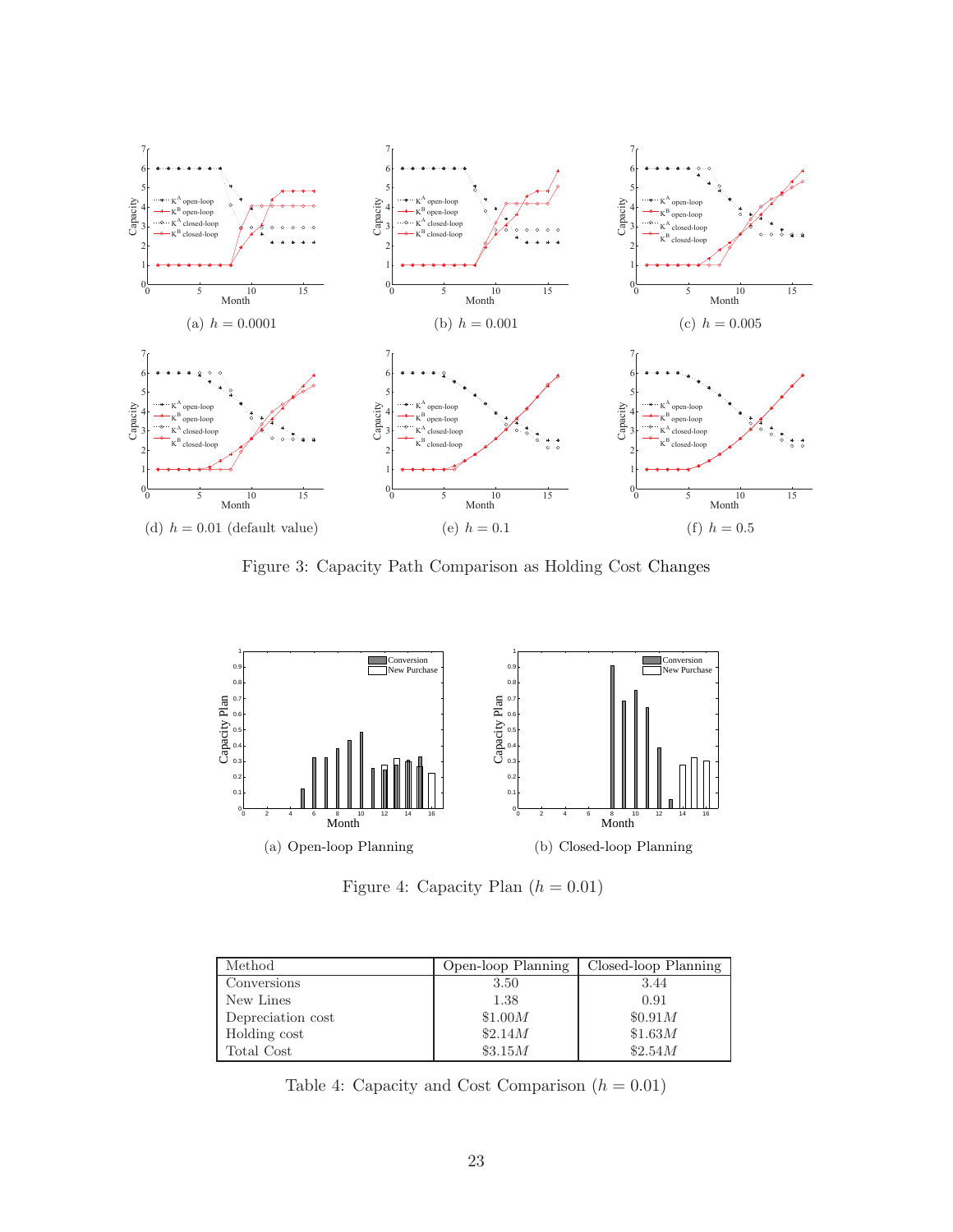Capacity

Month

$K^A$ open-loop

$K^B$ open-loop

$K^A$ closed-loop

$K^B$ closed-loop

(a) $h = 0.0001$

(b) $h = 0.001$

(c) $h = 0.005$

(d) $h = 0.01$ (default value)

(e) $h = 0.1$

(f) $h = 0.5$

Figure 3: Capacity Path Comparison as Holding Cost Changes

Capacity Plan

Month

Conversion

New Purchase

(a) Open-loop Planning

(b) Closed-loop Planning

Figure 4: Capacity Plan ($h = 0.01$)

| Method | Open-loop Planning | Closed-loop Planning |
|---|---|---|
| Conversions | 3.50 | 3.44 |
| New Lines | 1.38 | 0.91 |
| Depreciation cost | \$1.00$M$ | \$0.91$M$ |
| Holding cost | \$2.14$M$ | \$1.63$M$ |
| Total Cost | \$3.15$M$ | \$2.54$M$ |

Table 4: Capacity and Cost Comparison ($h = 0.01$)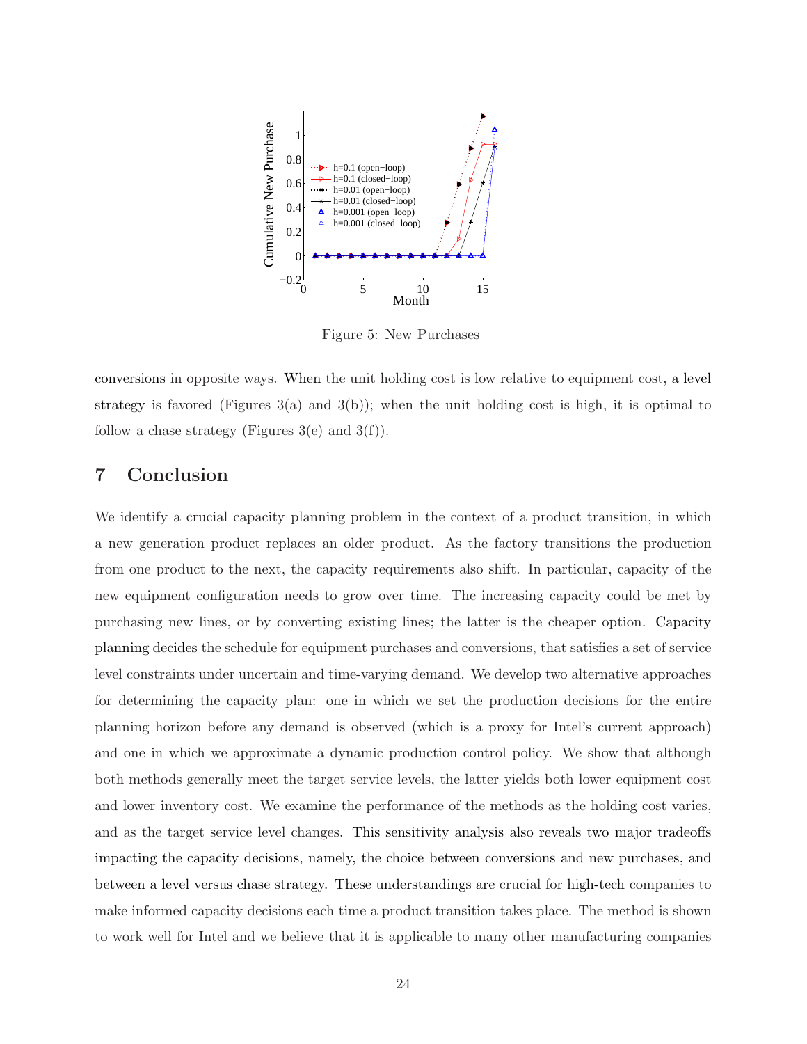Cumulative New Purchase

1

0.8

0.6

0.4

0.2

0

−0.2

0

5

10

15

Month

h=0.1 (open−loop)

h=0.1 (closed−loop)

h=0.01 (open−loop)

h=0.01 (closed−loop)

h=0.001 (open−loop)

h=0.001 (closed−loop)

Figure 5: New Purchases

conversions in opposite ways. When the unit holding cost is low relative to equipment cost, a level strategy is favored (Figures 3(a) and 3(b)); when the unit holding cost is high, it is optimal to follow a chase strategy (Figures 3(e) and 3(f)).

## 7 Conclusion

We identify a crucial capacity planning problem in the context of a product transition, in which a new generation product replaces an older product. As the factory transitions the production from one product to the next, the capacity requirements also shift. In particular, capacity of the new equipment configuration needs to grow over time. The increasing capacity could be met by purchasing new lines, or by converting existing lines; the latter is the cheaper option. Capacity planning decides the schedule for equipment purchases and conversions, that satisfies a set of service level constraints under uncertain and time-varying demand. We develop two alternative approaches for determining the capacity plan: one in which we set the production decisions for the entire planning horizon before any demand is observed (which is a proxy for Intel's current approach) and one in which we approximate a dynamic production control policy. We show that although both methods generally meet the target service levels, the latter yields both lower equipment cost and lower inventory cost. We examine the performance of the methods as the holding cost varies, and as the target service level changes. This sensitivity analysis also reveals two major tradeoffs impacting the capacity decisions, namely, the choice between conversions and new purchases, and between a level versus chase strategy. These understandings are crucial for high-tech companies to make informed capacity decisions each time a product transition takes place. The method is shown to work well for Intel and we believe that it is applicable to many other manufacturing companies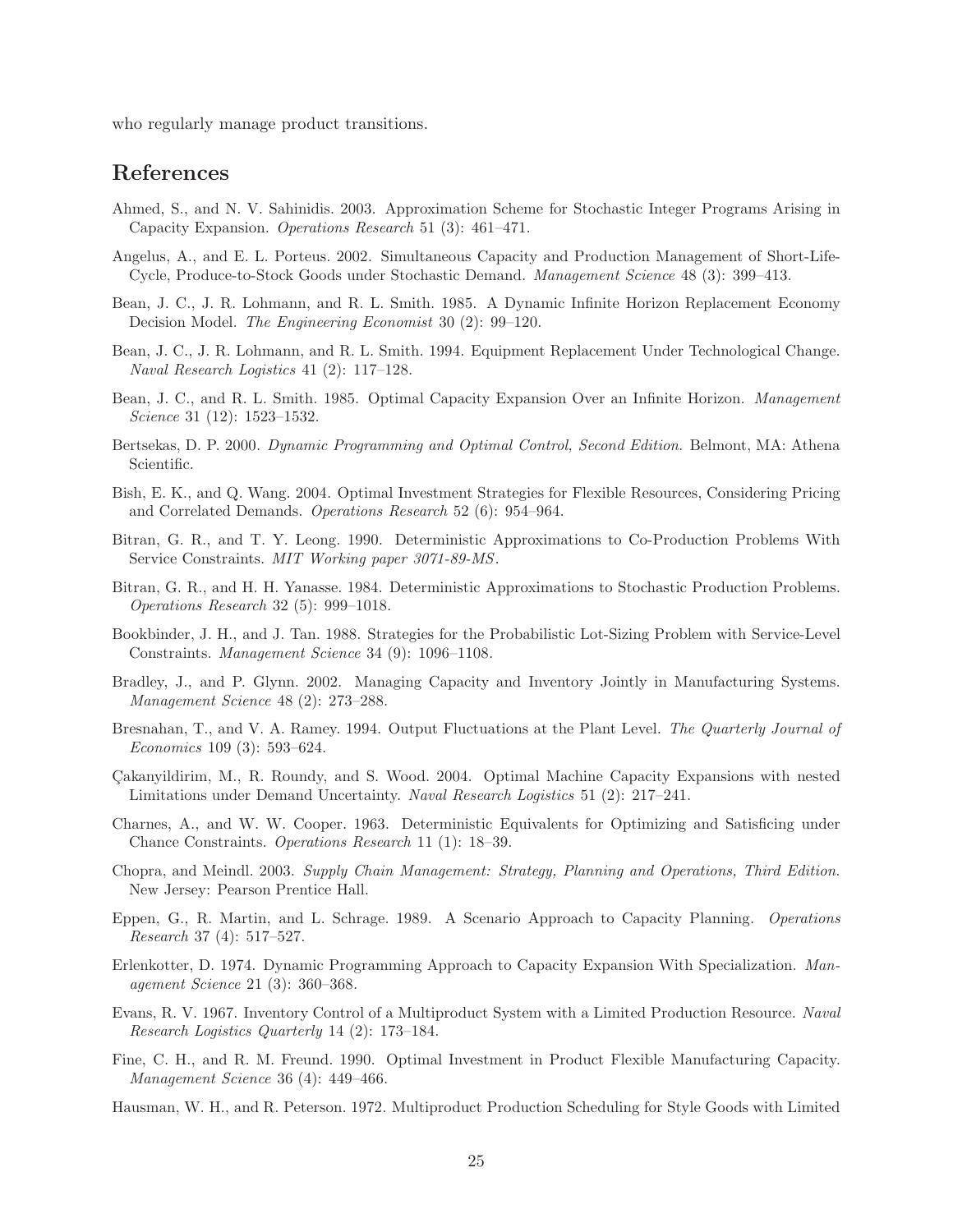who regularly manage product transitions.

## References

Ahmed, S., and N. V. Sahinidis. 2003. Approximation Scheme for Stochastic Integer Programs Arising in Capacity Expansion. *Operations Research* 51 (3): 461–471.

Angelus, A., and E. L. Porteus. 2002. Simultaneous Capacity and Production Management of Short-Life-Cycle, Produce-to-Stock Goods under Stochastic Demand. *Management Science* 48 (3): 399–413.

Bean, J. C., J. R. Lohmann, and R. L. Smith. 1985. A Dynamic Infinite Horizon Replacement Economy Decision Model. *The Engineering Economist* 30 (2): 99–120.

Bean, J. C., J. R. Lohmann, and R. L. Smith. 1994. Equipment Replacement Under Technological Change. *Naval Research Logistics* 41 (2): 117–128.

Bean, J. C., and R. L. Smith. 1985. Optimal Capacity Expansion Over an Infinite Horizon. *Management Science* 31 (12): 1523–1532.

Bertsekas, D. P. 2000. *Dynamic Programming and Optimal Control, Second Edition*. Belmont, MA: Athena Scientific.

Bish, E. K., and Q. Wang. 2004. Optimal Investment Strategies for Flexible Resources, Considering Pricing and Correlated Demands. *Operations Research* 52 (6): 954–964.

Bitran, G. R., and T. Y. Leong. 1990. Deterministic Approximations to Co-Production Problems With Service Constraints. *MIT Working paper 3071-89-MS*.

Bitran, G. R., and H. H. Yanasse. 1984. Deterministic Approximations to Stochastic Production Problems. *Operations Research* 32 (5): 999–1018.

Bookbinder, J. H., and J. Tan. 1988. Strategies for the Probabilistic Lot-Sizing Problem with Service-Level Constraints. *Management Science* 34 (9): 1096–1108.

Bradley, J., and P. Glynn. 2002. Managing Capacity and Inventory Jointly in Manufacturing Systems. *Management Science* 48 (2): 273–288.

Bresnahan, T., and V. A. Ramey. 1994. Output Fluctuations at the Plant Level. *The Quarterly Journal of Economics* 109 (3): 593–624.

Çakanyildirim, M., R. Roundy, and S. Wood. 2004. Optimal Machine Capacity Expansions with nested Limitations under Demand Uncertainty. *Naval Research Logistics* 51 (2): 217–241.

Charnes, A., and W. W. Cooper. 1963. Deterministic Equivalents for Optimizing and Satisficing under Chance Constraints. *Operations Research* 11 (1): 18–39.

Chopra, and Meindl. 2003. *Supply Chain Management: Strategy, Planning and Operations, Third Edition*. New Jersey: Pearson Prentice Hall.

Eppen, G., R. Martin, and L. Schrage. 1989. A Scenario Approach to Capacity Planning. *Operations Research* 37 (4): 517–527.

Erlenkotter, D. 1974. Dynamic Programming Approach to Capacity Expansion With Specialization. *Management Science* 21 (3): 360–368.

Evans, R. V. 1967. Inventory Control of a Multiproduct System with a Limited Production Resource. *Naval Research Logistics Quarterly* 14 (2): 173–184.

Fine, C. H., and R. M. Freund. 1990. Optimal Investment in Product Flexible Manufacturing Capacity. *Management Science* 36 (4): 449–466.

Hausman, W. H., and R. Peterson. 1972. Multiproduct Production Scheduling for Style Goods with Limited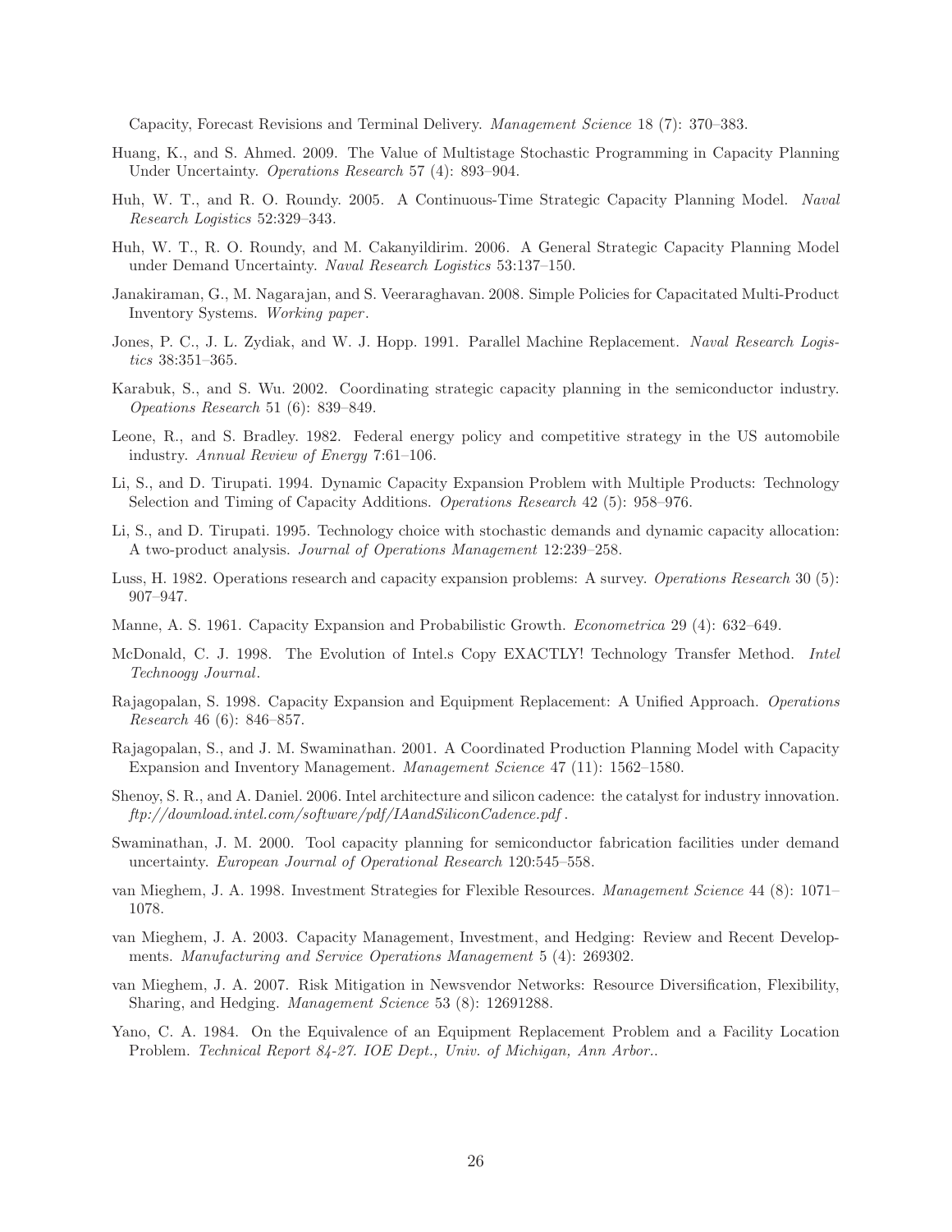Capacity, Forecast Revisions and Terminal Delivery. *Management Science* 18 (7): 370–383.

Huang, K., and S. Ahmed. 2009. The Value of Multistage Stochastic Programming in Capacity Planning Under Uncertainty. *Operations Research* 57 (4): 893–904.

Huh, W. T., and R. O. Roundy. 2005. A Continuous-Time Strategic Capacity Planning Model. *Naval Research Logistics* 52:329–343.

Huh, W. T., R. O. Roundy, and M. Cakanyildirim. 2006. A General Strategic Capacity Planning Model under Demand Uncertainty. *Naval Research Logistics* 53:137–150.

Janakiraman, G., M. Nagarajan, and S. Veeraraghavan. 2008. Simple Policies for Capacitated Multi-Product Inventory Systems. *Working paper*.

Jones, P. C., J. L. Zydiak, and W. J. Hopp. 1991. Parallel Machine Replacement. *Naval Research Logistics* 38:351–365.

Karabuk, S., and S. Wu. 2002. Coordinating strategic capacity planning in the semiconductor industry. *Opeations Research* 51 (6): 839–849.

Leone, R., and S. Bradley. 1982. Federal energy policy and competitive strategy in the US automobile industry. *Annual Review of Energy* 7:61–106.

Li, S., and D. Tirupati. 1994. Dynamic Capacity Expansion Problem with Multiple Products: Technology Selection and Timing of Capacity Additions. *Operations Research* 42 (5): 958–976.

Li, S., and D. Tirupati. 1995. Technology choice with stochastic demands and dynamic capacity allocation: A two-product analysis. *Journal of Operations Management* 12:239–258.

Luss, H. 1982. Operations research and capacity expansion problems: A survey. *Operations Research* 30 (5): 907–947.

Manne, A. S. 1961. Capacity Expansion and Probabilistic Growth. *Econometrica* 29 (4): 632–649.

McDonald, C. J. 1998. The Evolution of Intel.s Copy EXACTLY! Technology Transfer Method. *Intel Technoogy Journal*.

Rajagopalan, S. 1998. Capacity Expansion and Equipment Replacement: A Unified Approach. *Operations Research* 46 (6): 846–857.

Rajagopalan, S., and J. M. Swaminathan. 2001. A Coordinated Production Planning Model with Capacity Expansion and Inventory Management. *Management Science* 47 (11): 1562–1580.

Shenoy, S. R., and A. Daniel. 2006. Intel architecture and silicon cadence: the catalyst for industry innovation. *ftp://download.intel.com/software/pdf/IAandSiliconCadence.pdf* .

Swaminathan, J. M. 2000. Tool capacity planning for semiconductor fabrication facilities under demand uncertainty. *European Journal of Operational Research* 120:545–558.

van Mieghem, J. A. 1998. Investment Strategies for Flexible Resources. *Management Science* 44 (8): 1071–1078.

van Mieghem, J. A. 2003. Capacity Management, Investment, and Hedging: Review and Recent Developments. *Manufacturing and Service Operations Management* 5 (4): 269302.

van Mieghem, J. A. 2007. Risk Mitigation in Newsvendor Networks: Resource Diversification, Flexibility, Sharing, and Hedging. *Management Science* 53 (8): 12691288.

Yano, C. A. 1984. On the Equivalence of an Equipment Replacement Problem and a Facility Location Problem. *Technical Report 84-27. IOE Dept., Univ. of Michigan, Ann Arbor.*.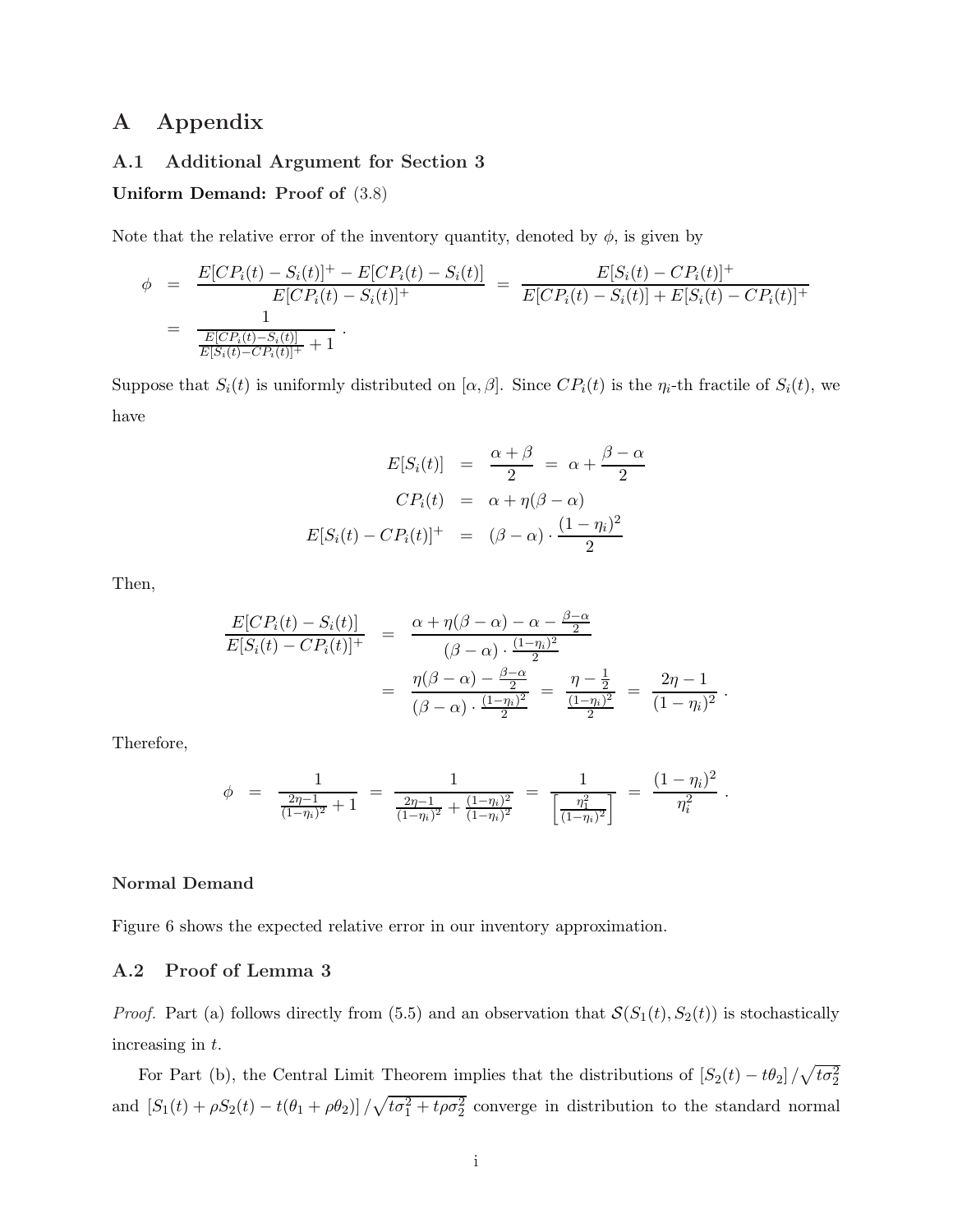# A Appendix

## A.1 Additional Argument for Section 3

**Uniform Demand: Proof of** (3.8)

Note that the relative error of the inventory quantity, denoted by $\phi$, is given by

$$
\begin{aligned}
\phi &= \frac{E[CP_i(t) - S_i(t)]^+ - E[CP_i(t) - S_i(t)]}{E[CP_i(t) - S_i(t)]^+} = \frac{E[S_i(t) - CP_i(t)]^+}{E[CP_i(t) - S_i(t)] + E[S_i(t) - CP_i(t)]^+} \\
&= \frac{1}{\frac{E[CP_i(t) - S_i(t)]}{E[S_i(t) - CP_i(t)]^+} + 1}.
\end{aligned}
$$

Suppose that $S_i(t)$ is uniformly distributed on $[\alpha, \beta]$. Since $CP_i(t)$ is the $\eta_i$-th fractile of $S_i(t)$, we have

$$
\begin{aligned}
E[S_i(t)] &= \frac{\alpha + \beta}{2} = \alpha + \frac{\beta - \alpha}{2} \\
CP_i(t) &= \alpha + \eta(\beta - \alpha) \\
E[S_i(t) - CP_i(t)]^+ &= (\beta - \alpha) \cdot \frac{(1 - \eta_i)^2}{2}
\end{aligned}
$$

Then,

$$
\begin{aligned}
\frac{E[CP_i(t) - S_i(t)]}{E[S_i(t) - CP_i(t)]^+} &= \frac{\alpha + \eta(\beta - \alpha) - \alpha - \frac{\beta - \alpha}{2}}{(\beta - \alpha) \cdot \frac{(1 - \eta_i)^2}{2}} \\
&= \frac{\eta(\beta - \alpha) - \frac{\beta - \alpha}{2}}{(\beta - \alpha) \cdot \frac{(1 - \eta_i)^2}{2}} = \frac{\eta - \frac{1}{2}}{\frac{(1 - \eta_i)^2}{2}} = \frac{2\eta - 1}{(1 - \eta_i)^2}.
\end{aligned}
$$

Therefore,

$$
\phi = \frac{1}{\frac{2\eta - 1}{(1 - \eta_i)^2} + 1} = \frac{1}{\frac{2\eta - 1}{(1 - \eta_i)^2} + \frac{(1 - \eta_i)^2}{(1 - \eta_i)^2}} = \frac{1}{\left[\frac{\eta_1^2}{(1 - \eta_i)^2}\right]} = \frac{(1 - \eta_i)^2}{\eta_i^2}.
$$

**Normal Demand**

Figure 6 shows the expected relative error in our inventory approximation.

## A.2 Proof of Lemma 3

*Proof.* Part (a) follows directly from (5.5) and an observation that $\mathcal{S}(S_1(t), S_2(t))$ is stochastically increasing in $t$.

For Part (b), the Central Limit Theorem implies that the distributions of $[S_2(t) - t\theta_2] / \sqrt{t\sigma_2^2}$ and $[S_1(t) + \rho S_2(t) - t(\theta_1 + \rho\theta_2)] / \sqrt{t\sigma_1^2 + t\rho\sigma_2^2}$ converge in distribution to the standard normal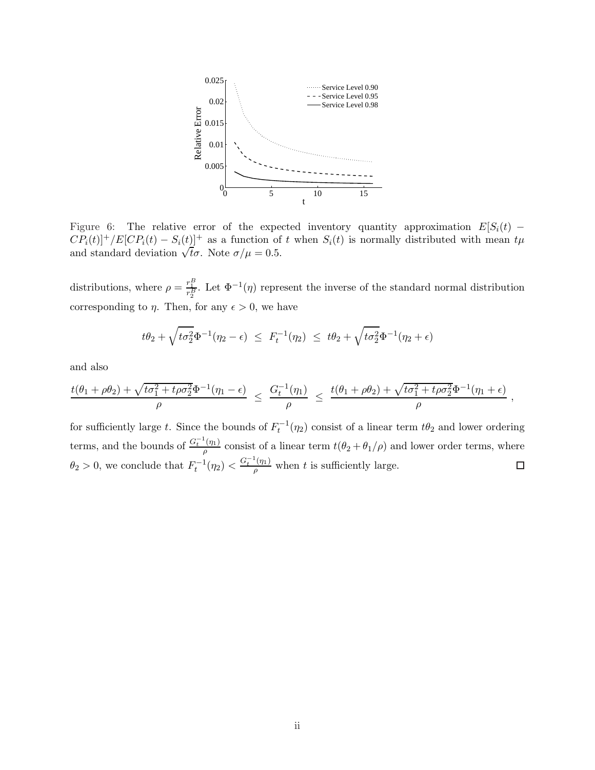0.025
0.02
0.015
0.01
0.005
0
Relative Error
0
5
10
15
t
Service Level 0.90
Service Level 0.95
Service Level 0.98

Figure 6: The relative error of the expected inventory quantity approximation $E[S_i(t) - CP_i(t)]^+/E[CP_i(t) - S_i(t)]^+$ as a function of $t$ when $S_i(t)$ is normally distributed with mean $t\mu$ and standard deviation $\sqrt{t}\sigma$. Note $\sigma/\mu = 0.5$.

distributions, where $\rho = \frac{r_1^B}{r_2^B}$. Let $\Phi^{-1}(\eta)$ represent the inverse of the standard normal distribution corresponding to $\eta$. Then, for any $\epsilon > 0$, we have

$$t\theta_2 + \sqrt{t\sigma_2^2}\Phi^{-1}(\eta_2 - \epsilon) \;\leq\; F_t^{-1}(\eta_2) \;\leq\; t\theta_2 + \sqrt{t\sigma_2^2}\Phi^{-1}(\eta_2 + \epsilon)$$

and also

$$\frac{t(\theta_1 + \rho\theta_2) + \sqrt{t\sigma_1^2 + t\rho\sigma_2^2}\Phi^{-1}(\eta_1 - \epsilon)}{\rho} \;\leq\; \frac{G_t^{-1}(\eta_1)}{\rho} \;\leq\; \frac{t(\theta_1 + \rho\theta_2) + \sqrt{t\sigma_1^2 + t\rho\sigma_2^2}\Phi^{-1}(\eta_1 + \epsilon)}{\rho},$$

for sufficiently large $t$. Since the bounds of $F_t^{-1}(\eta_2)$ consist of a linear term $t\theta_2$ and lower ordering terms, and the bounds of $\frac{G_t^{-1}(\eta_1)}{\rho}$ consist of a linear term $t(\theta_2 + \theta_1/\rho)$ and lower order terms, where $\theta_2 > 0$, we conclude that $F_t^{-1}(\eta_2) < \frac{G_t^{-1}(\eta_1)}{\rho}$ when $t$ is sufficiently large. □